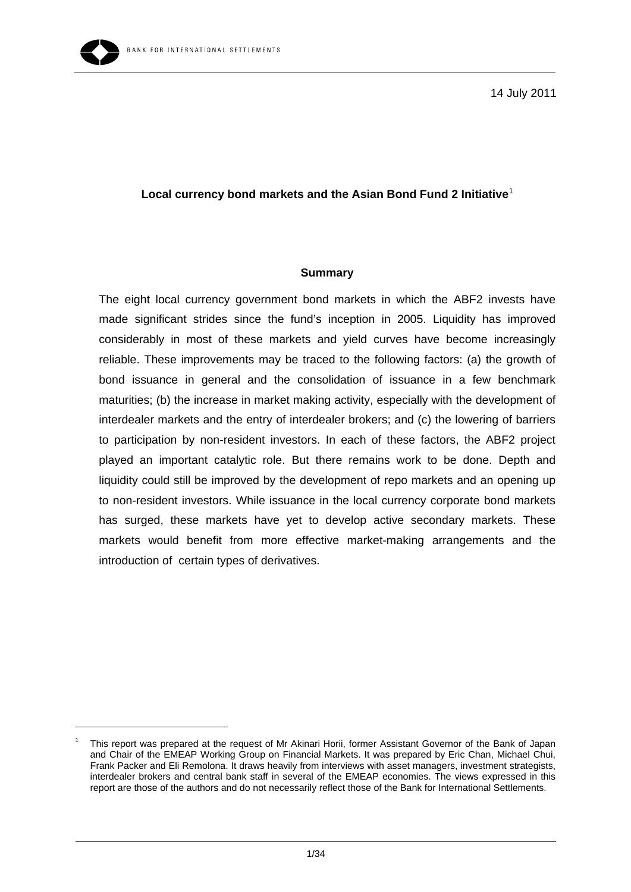14 July 2011

# Local currency bond markets and the Asian Bond Fund 2 Initiative[1]

## Summary

The eight local currency government bond markets in which the ABF2 invests have made significant strides since the fund's inception in 2005. Liquidity has improved considerably in most of these markets and yield curves have become increasingly reliable. These improvements may be traced to the following factors: (a) the growth of bond issuance in general and the consolidation of issuance in a few benchmark maturities; (b) the increase in market making activity, especially with the development of interdealer markets and the entry of interdealer brokers; and (c) the lowering of barriers to participation by non-resident investors. In each of these factors, the ABF2 project played an important catalytic role. But there remains work to be done. Depth and liquidity could still be improved by the development of repo markets and an opening up to non-resident investors. While issuance in the local currency corporate bond markets has surged, these markets have yet to develop active secondary markets. These markets would benefit from more effective market-making arrangements and the introduction of certain types of derivatives.

---

[1] This report was prepared at the request of Mr Akinari Horii, former Assistant Governor of the Bank of Japan and Chair of the EMEAP Working Group on Financial Markets. It was prepared by Eric Chan, Michael Chui, Frank Packer and Eli Remolona. It draws heavily from interviews with asset managers, investment strategists, interdealer brokers and central bank staff in several of the EMEAP economies. The views expressed in this report are those of the authors and do not necessarily reflect those of the Bank for International Settlements.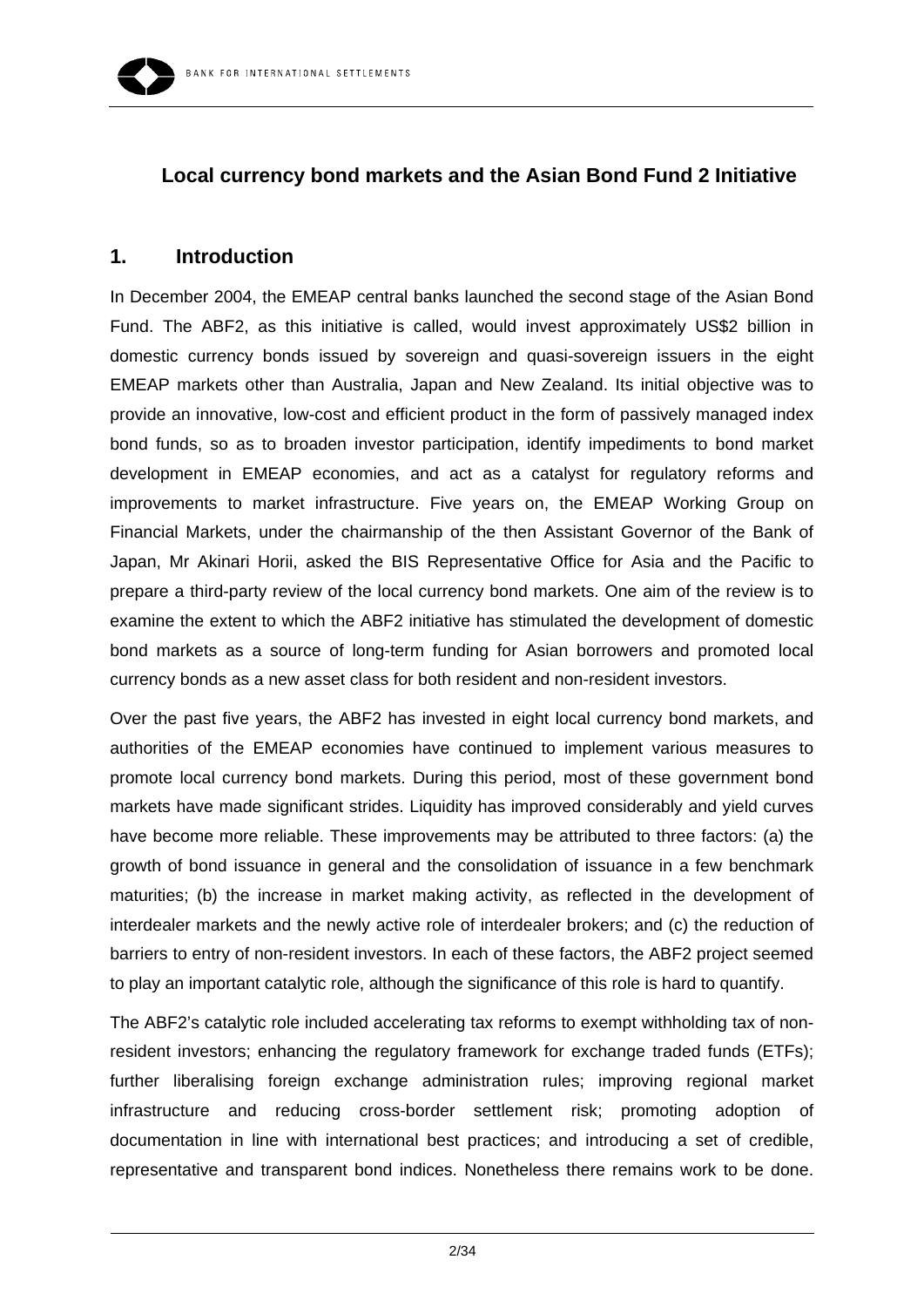## Local currency bond markets and the Asian Bond Fund 2 Initiative

## 1. Introduction

In December 2004, the EMEAP central banks launched the second stage of the Asian Bond Fund. The ABF2, as this initiative is called, would invest approximately US$2 billion in domestic currency bonds issued by sovereign and quasi-sovereign issuers in the eight EMEAP markets other than Australia, Japan and New Zealand. Its initial objective was to provide an innovative, low-cost and efficient product in the form of passively managed index bond funds, so as to broaden investor participation, identify impediments to bond market development in EMEAP economies, and act as a catalyst for regulatory reforms and improvements to market infrastructure. Five years on, the EMEAP Working Group on Financial Markets, under the chairmanship of the then Assistant Governor of the Bank of Japan, Mr Akinari Horii, asked the BIS Representative Office for Asia and the Pacific to prepare a third-party review of the local currency bond markets. One aim of the review is to examine the extent to which the ABF2 initiative has stimulated the development of domestic bond markets as a source of long-term funding for Asian borrowers and promoted local currency bonds as a new asset class for both resident and non-resident investors.

Over the past five years, the ABF2 has invested in eight local currency bond markets, and authorities of the EMEAP economies have continued to implement various measures to promote local currency bond markets. During this period, most of these government bond markets have made significant strides. Liquidity has improved considerably and yield curves have become more reliable. These improvements may be attributed to three factors: (a) the growth of bond issuance in general and the consolidation of issuance in a few benchmark maturities; (b) the increase in market making activity, as reflected in the development of interdealer markets and the newly active role of interdealer brokers; and (c) the reduction of barriers to entry of non-resident investors. In each of these factors, the ABF2 project seemed to play an important catalytic role, although the significance of this role is hard to quantify.

The ABF2's catalytic role included accelerating tax reforms to exempt withholding tax of non-resident investors; enhancing the regulatory framework for exchange traded funds (ETFs); further liberalising foreign exchange administration rules; improving regional market infrastructure and reducing cross-border settlement risk; promoting adoption of documentation in line with international best practices; and introducing a set of credible, representative and transparent bond indices. Nonetheless there remains work to be done.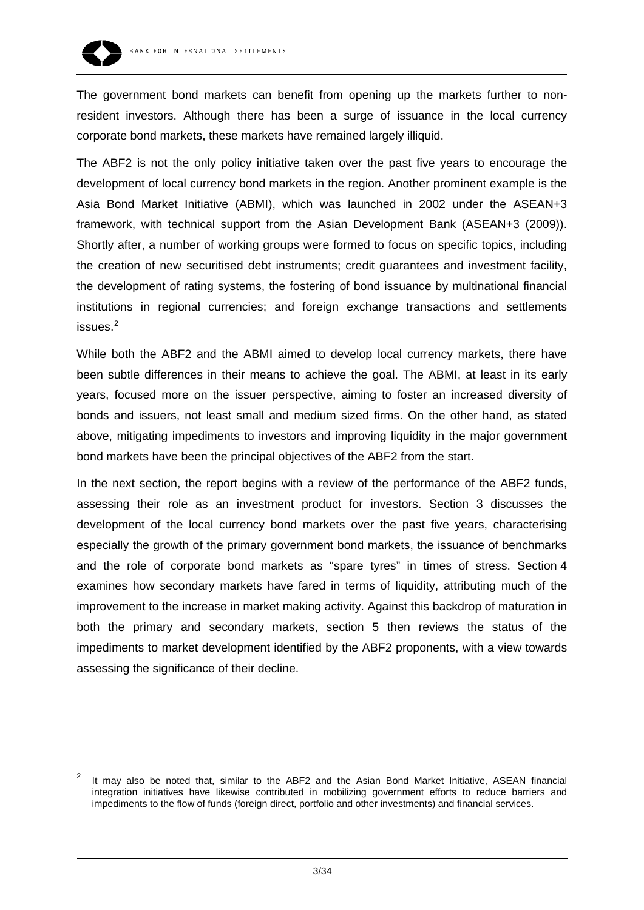The government bond markets can benefit from opening up the markets further to non-resident investors. Although there has been a surge of issuance in the local currency corporate bond markets, these markets have remained largely illiquid.

The ABF2 is not the only policy initiative taken over the past five years to encourage the development of local currency bond markets in the region. Another prominent example is the Asia Bond Market Initiative (ABMI), which was launched in 2002 under the ASEAN+3 framework, with technical support from the Asian Development Bank (ASEAN+3 (2009)). Shortly after, a number of working groups were formed to focus on specific topics, including the creation of new securitised debt instruments; credit guarantees and investment facility, the development of rating systems, the fostering of bond issuance by multinational financial institutions in regional currencies; and foreign exchange transactions and settlements issues.[2]

While both the ABF2 and the ABMI aimed to develop local currency markets, there have been subtle differences in their means to achieve the goal. The ABMI, at least in its early years, focused more on the issuer perspective, aiming to foster an increased diversity of bonds and issuers, not least small and medium sized firms. On the other hand, as stated above, mitigating impediments to investors and improving liquidity in the major government bond markets have been the principal objectives of the ABF2 from the start.

In the next section, the report begins with a review of the performance of the ABF2 funds, assessing their role as an investment product for investors. Section 3 discusses the development of the local currency bond markets over the past five years, characterising especially the growth of the primary government bond markets, the issuance of benchmarks and the role of corporate bond markets as "spare tyres" in times of stress. Section 4 examines how secondary markets have fared in terms of liquidity, attributing much of the improvement to the increase in market making activity. Against this backdrop of maturation in both the primary and secondary markets, section 5 then reviews the status of the impediments to market development identified by the ABF2 proponents, with a view towards assessing the significance of their decline.

[2] It may also be noted that, similar to the ABF2 and the Asian Bond Market Initiative, ASEAN financial integration initiatives have likewise contributed in mobilizing government efforts to reduce barriers and impediments to the flow of funds (foreign direct, portfolio and other investments) and financial services.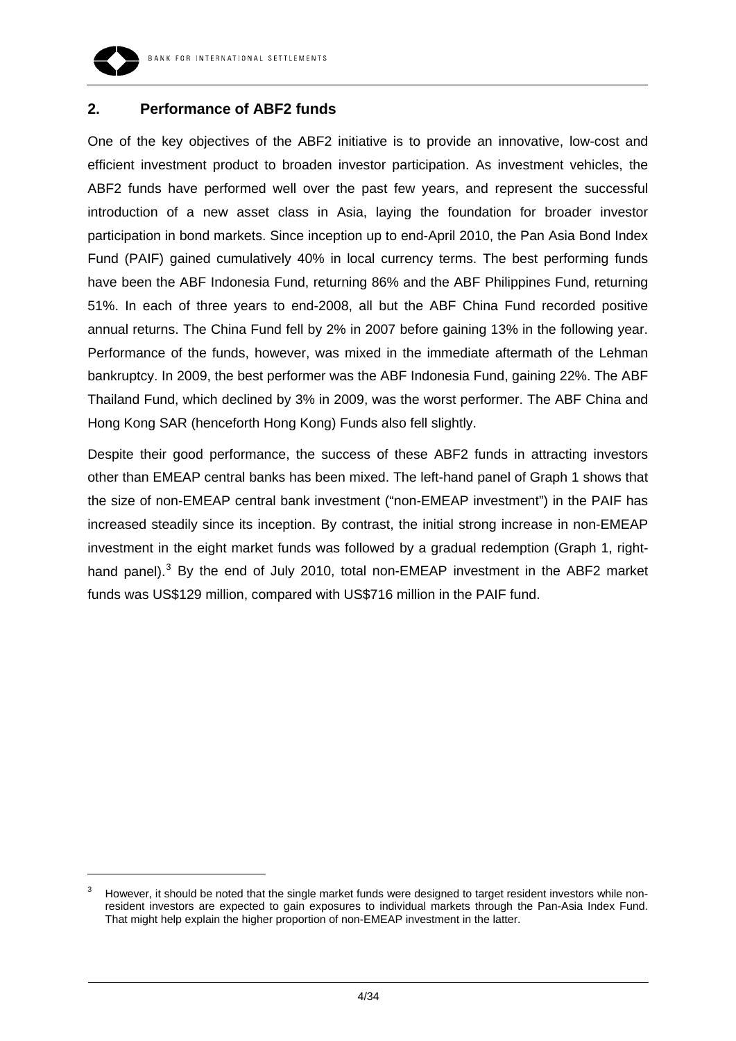## 2. Performance of ABF2 funds

One of the key objectives of the ABF2 initiative is to provide an innovative, low-cost and efficient investment product to broaden investor participation. As investment vehicles, the ABF2 funds have performed well over the past few years, and represent the successful introduction of a new asset class in Asia, laying the foundation for broader investor participation in bond markets. Since inception up to end-April 2010, the Pan Asia Bond Index Fund (PAIF) gained cumulatively 40% in local currency terms. The best performing funds have been the ABF Indonesia Fund, returning 86% and the ABF Philippines Fund, returning 51%. In each of three years to end-2008, all but the ABF China Fund recorded positive annual returns. The China Fund fell by 2% in 2007 before gaining 13% in the following year. Performance of the funds, however, was mixed in the immediate aftermath of the Lehman bankruptcy. In 2009, the best performer was the ABF Indonesia Fund, gaining 22%. The ABF Thailand Fund, which declined by 3% in 2009, was the worst performer. The ABF China and Hong Kong SAR (henceforth Hong Kong) Funds also fell slightly.

Despite their good performance, the success of these ABF2 funds in attracting investors other than EMEAP central banks has been mixed. The left-hand panel of Graph 1 shows that the size of non-EMEAP central bank investment ("non-EMEAP investment") in the PAIF has increased steadily since its inception. By contrast, the initial strong increase in non-EMEAP investment in the eight market funds was followed by a gradual redemption (Graph 1, right-hand panel).[3] By the end of July 2010, total non-EMEAP investment in the ABF2 market funds was US$129 million, compared with US$716 million in the PAIF fund.

[3] However, it should be noted that the single market funds were designed to target resident investors while non-resident investors are expected to gain exposures to individual markets through the Pan-Asia Index Fund. That might help explain the higher proportion of non-EMEAP investment in the latter.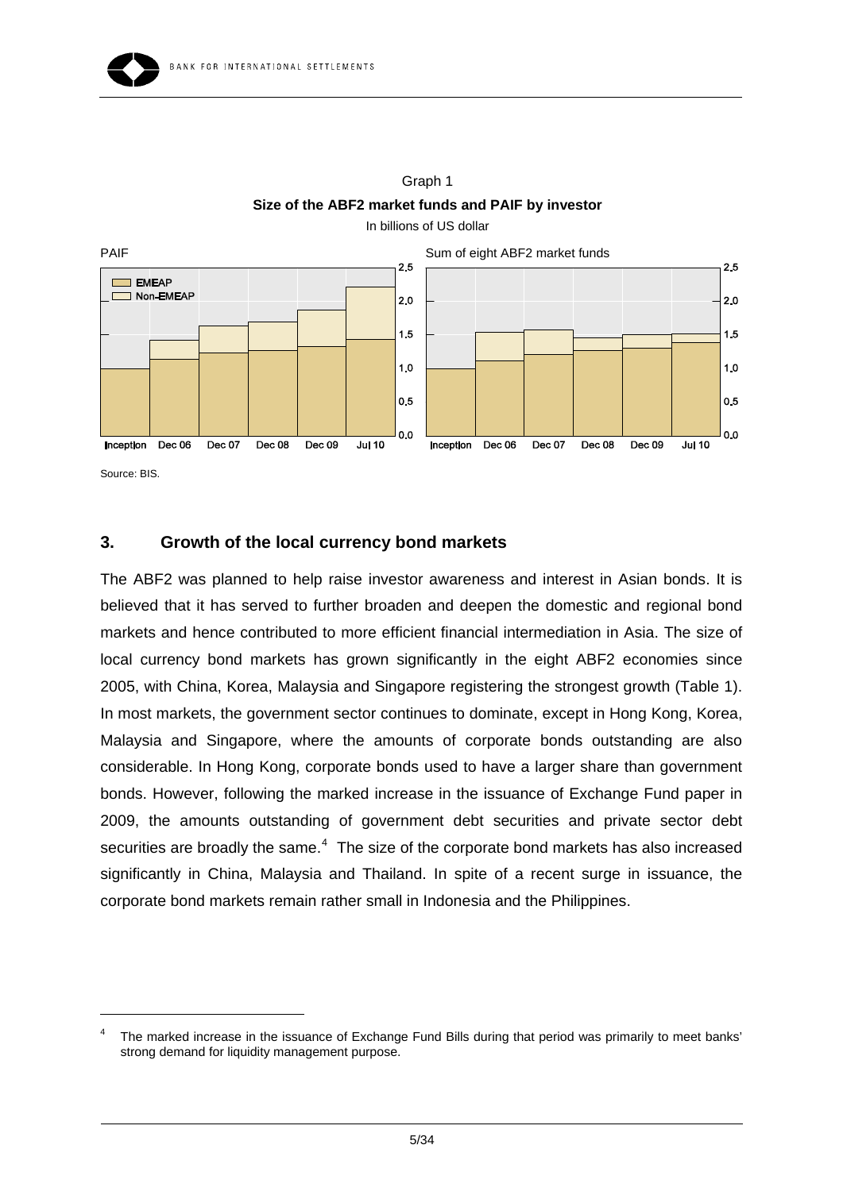Graph 1

**Size of the ABF2 market funds and PAIF by investor**

In billions of US dollar

Source: BIS.

## 3. Growth of the local currency bond markets

The ABF2 was planned to help raise investor awareness and interest in Asian bonds. It is believed that it has served to further broaden and deepen the domestic and regional bond markets and hence contributed to more efficient financial intermediation in Asia. The size of local currency bond markets has grown significantly in the eight ABF2 economies since 2005, with China, Korea, Malaysia and Singapore registering the strongest growth (Table 1). In most markets, the government sector continues to dominate, except in Hong Kong, Korea, Malaysia and Singapore, where the amounts of corporate bonds outstanding are also considerable. In Hong Kong, corporate bonds used to have a larger share than government bonds. However, following the marked increase in the issuance of Exchange Fund paper in 2009, the amounts outstanding of government debt securities and private sector debt securities are broadly the same.[4] The size of the corporate bond markets has also increased significantly in China, Malaysia and Thailand. In spite of a recent surge in issuance, the corporate bond markets remain rather small in Indonesia and the Philippines.

---

[4] The marked increase in the issuance of Exchange Fund Bills during that period was primarily to meet banks' strong demand for liquidity management purpose.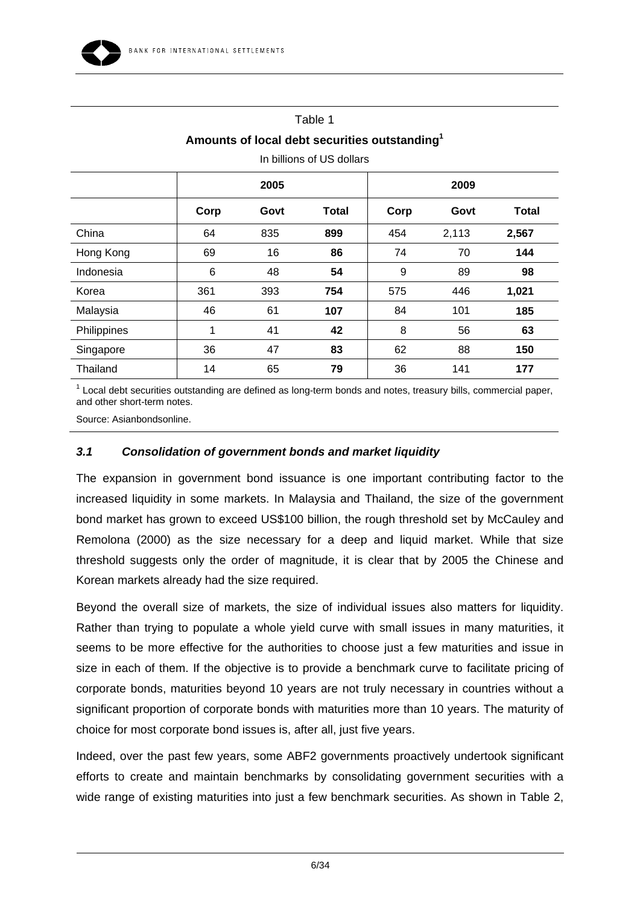Table 1

**Amounts of local debt securities outstanding[1]**

In billions of US dollars

| | 2005 | | | 2009 | | |
|---|---|---|---|---|---|---|
| | **Corp** | **Govt** | **Total** | **Corp** | **Govt** | **Total** |
| China | 64 | 835 | **899** | 454 | 2,113 | **2,567** |
| Hong Kong | 69 | 16 | **86** | 74 | 70 | **144** |
| Indonesia | 6 | 48 | **54** | 9 | 89 | **98** |
| Korea | 361 | 393 | **754** | 575 | 446 | **1,021** |
| Malaysia | 46 | 61 | **107** | 84 | 101 | **185** |
| Philippines | 1 | 41 | **42** | 8 | 56 | **63** |
| Singapore | 36 | 47 | **83** | 62 | 88 | **150** |
| Thailand | 14 | 65 | **79** | 36 | 141 | **177** |

[1] Local debt securities outstanding are defined as long-term bonds and notes, treasury bills, commercial paper, and other short-term notes.

Source: Asianbondsonline.

### *3.1 Consolidation of government bonds and market liquidity*

The expansion in government bond issuance is one important contributing factor to the increased liquidity in some markets. In Malaysia and Thailand, the size of the government bond market has grown to exceed US$100 billion, the rough threshold set by McCauley and Remolona (2000) as the size necessary for a deep and liquid market. While that size threshold suggests only the order of magnitude, it is clear that by 2005 the Chinese and Korean markets already had the size required.

Beyond the overall size of markets, the size of individual issues also matters for liquidity. Rather than trying to populate a whole yield curve with small issues in many maturities, it seems to be more effective for the authorities to choose just a few maturities and issue in size in each of them. If the objective is to provide a benchmark curve to facilitate pricing of corporate bonds, maturities beyond 10 years are not truly necessary in countries without a significant proportion of corporate bonds with maturities more than 10 years. The maturity of choice for most corporate bond issues is, after all, just five years.

Indeed, over the past few years, some ABF2 governments proactively undertook significant efforts to create and maintain benchmarks by consolidating government securities with a wide range of existing maturities into just a few benchmark securities. As shown in Table 2,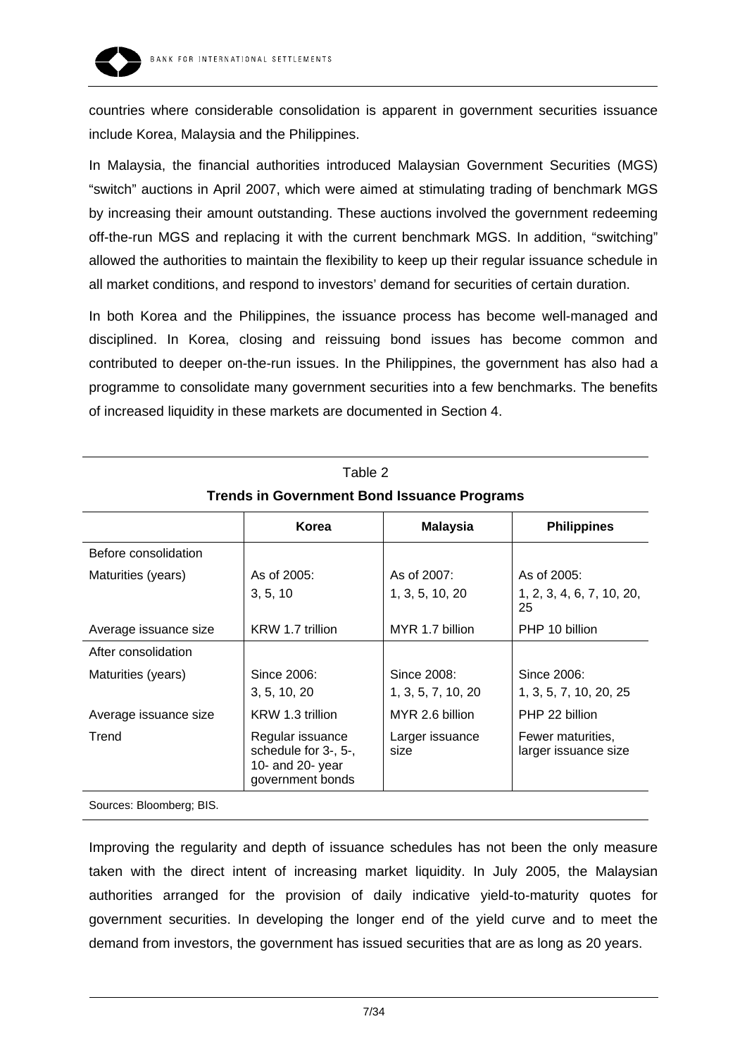countries where considerable consolidation is apparent in government securities issuance include Korea, Malaysia and the Philippines.

In Malaysia, the financial authorities introduced Malaysian Government Securities (MGS) "switch" auctions in April 2007, which were aimed at stimulating trading of benchmark MGS by increasing their amount outstanding. These auctions involved the government redeeming off-the-run MGS and replacing it with the current benchmark MGS. In addition, "switching" allowed the authorities to maintain the flexibility to keep up their regular issuance schedule in all market conditions, and respond to investors' demand for securities of certain duration.

In both Korea and the Philippines, the issuance process has become well-managed and disciplined. In Korea, closing and reissuing bond issues has become common and contributed to deeper on-the-run issues. In the Philippines, the government has also had a programme to consolidate many government securities into a few benchmarks. The benefits of increased liquidity in these markets are documented in Section 4.

Table 2

**Trends in Government Bond Issuance Programs**

| | **Korea** | **Malaysia** | **Philippines** |
|---|---|---|---|
| Before consolidation | | | |
| Maturities (years) | As of 2005: 3, 5, 10 | As of 2007: 1, 3, 5, 10, 20 | As of 2005: 1, 2, 3, 4, 6, 7, 10, 20, 25 |
| Average issuance size | KRW 1.7 trillion | MYR 1.7 billion | PHP 10 billion |
| After consolidation | | | |
| Maturities (years) | Since 2006: 3, 5, 10, 20 | Since 2008: 1, 3, 5, 7, 10, 20 | Since 2006: 1, 3, 5, 7, 10, 20, 25 |
| Average issuance size | KRW 1.3 trillion | MYR 2.6 billion | PHP 22 billion |
| Trend | Regular issuance schedule for 3-, 5-, 10- and 20- year government bonds | Larger issuance size | Fewer maturities, larger issuance size |

Sources: Bloomberg; BIS.

Improving the regularity and depth of issuance schedules has not been the only measure taken with the direct intent of increasing market liquidity. In July 2005, the Malaysian authorities arranged for the provision of daily indicative yield-to-maturity quotes for government securities. In developing the longer end of the yield curve and to meet the demand from investors, the government has issued securities that are as long as 20 years.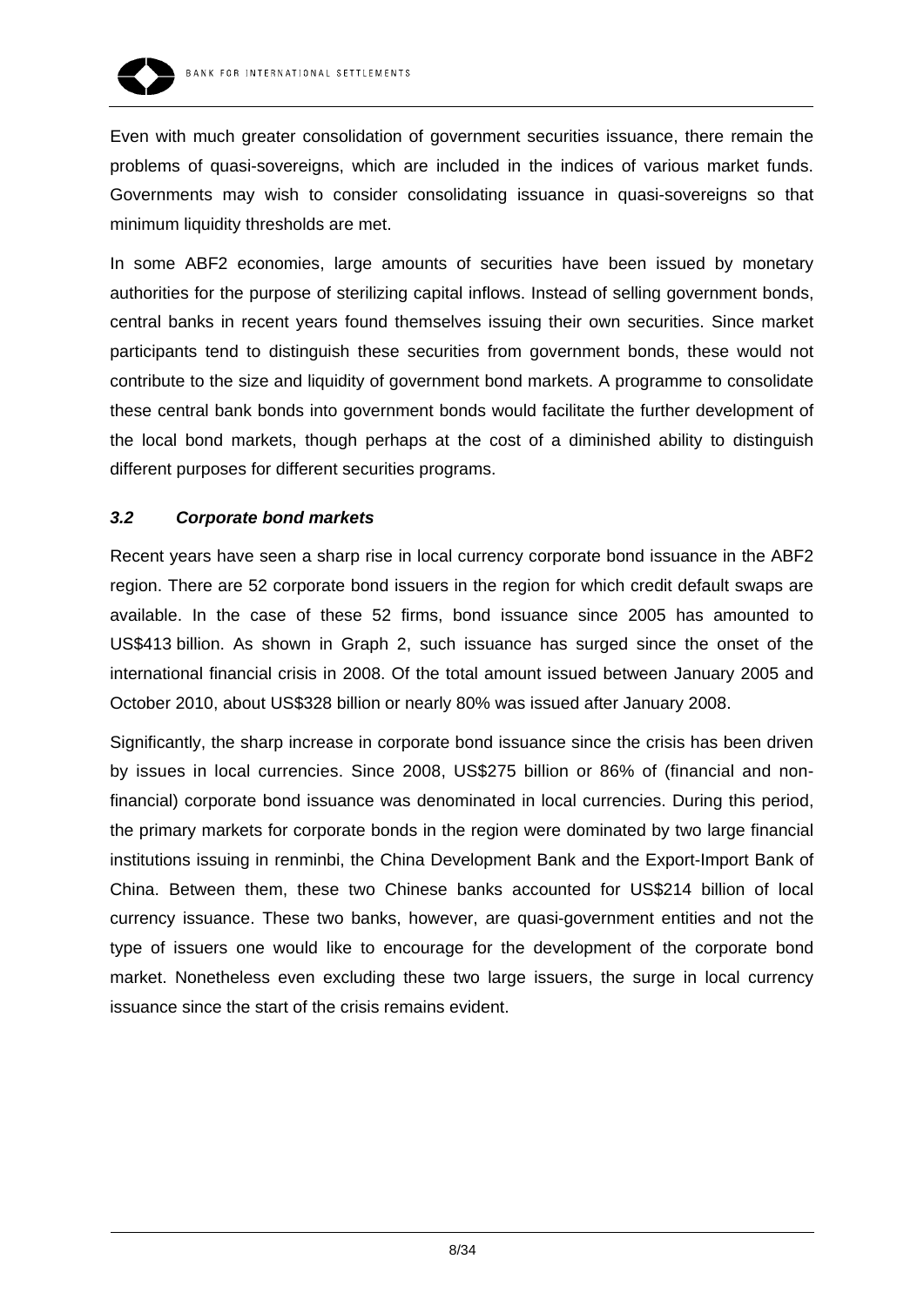Even with much greater consolidation of government securities issuance, there remain the problems of quasi-sovereigns, which are included in the indices of various market funds. Governments may wish to consider consolidating issuance in quasi-sovereigns so that minimum liquidity thresholds are met.

In some ABF2 economies, large amounts of securities have been issued by monetary authorities for the purpose of sterilizing capital inflows. Instead of selling government bonds, central banks in recent years found themselves issuing their own securities. Since market participants tend to distinguish these securities from government bonds, these would not contribute to the size and liquidity of government bond markets. A programme to consolidate these central bank bonds into government bonds would facilitate the further development of the local bond markets, though perhaps at the cost of a diminished ability to distinguish different purposes for different securities programs.

### *3.2 Corporate bond markets*

Recent years have seen a sharp rise in local currency corporate bond issuance in the ABF2 region. There are 52 corporate bond issuers in the region for which credit default swaps are available. In the case of these 52 firms, bond issuance since 2005 has amounted to US$413 billion. As shown in Graph 2, such issuance has surged since the onset of the international financial crisis in 2008. Of the total amount issued between January 2005 and October 2010, about US$328 billion or nearly 80% was issued after January 2008.

Significantly, the sharp increase in corporate bond issuance since the crisis has been driven by issues in local currencies. Since 2008, US$275 billion or 86% of (financial and non-financial) corporate bond issuance was denominated in local currencies. During this period, the primary markets for corporate bonds in the region were dominated by two large financial institutions issuing in renminbi, the China Development Bank and the Export-Import Bank of China. Between them, these two Chinese banks accounted for US$214 billion of local currency issuance. These two banks, however, are quasi-government entities and not the type of issuers one would like to encourage for the development of the corporate bond market. Nonetheless even excluding these two large issuers, the surge in local currency issuance since the start of the crisis remains evident.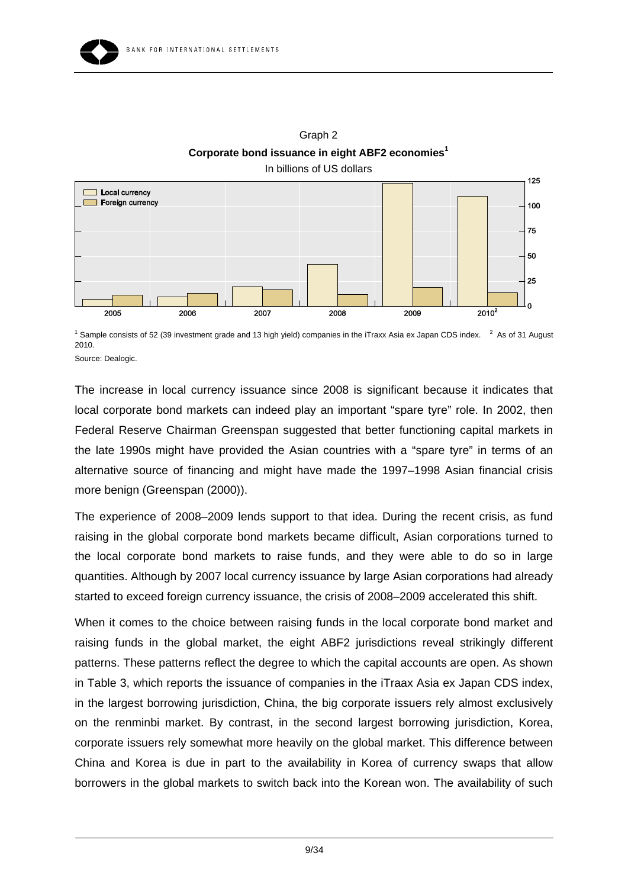Graph 2

**Corporate bond issuance in eight ABF2 economies[1]**

In billions of US dollars

[1] Sample consists of 52 (39 investment grade and 13 high yield) companies in the iTraxx Asia ex Japan CDS index. [2] As of 31 August 2010.

Source: Dealogic.

The increase in local currency issuance since 2008 is significant because it indicates that local corporate bond markets can indeed play an important "spare tyre" role. In 2002, then Federal Reserve Chairman Greenspan suggested that better functioning capital markets in the late 1990s might have provided the Asian countries with a "spare tyre" in terms of an alternative source of financing and might have made the 1997–1998 Asian financial crisis more benign (Greenspan (2000)).

The experience of 2008–2009 lends support to that idea. During the recent crisis, as fund raising in the global corporate bond markets became difficult, Asian corporations turned to the local corporate bond markets to raise funds, and they were able to do so in large quantities. Although by 2007 local currency issuance by large Asian corporations had already started to exceed foreign currency issuance, the crisis of 2008–2009 accelerated this shift.

When it comes to the choice between raising funds in the local corporate bond market and raising funds in the global market, the eight ABF2 jurisdictions reveal strikingly different patterns. These patterns reflect the degree to which the capital accounts are open. As shown in Table 3, which reports the issuance of companies in the iTraax Asia ex Japan CDS index, in the largest borrowing jurisdiction, China, the big corporate issuers rely almost exclusively on the renminbi market. By contrast, in the second largest borrowing jurisdiction, Korea, corporate issuers rely somewhat more heavily on the global market. This difference between China and Korea is due in part to the availability in Korea of currency swaps that allow borrowers in the global markets to switch back into the Korean won. The availability of such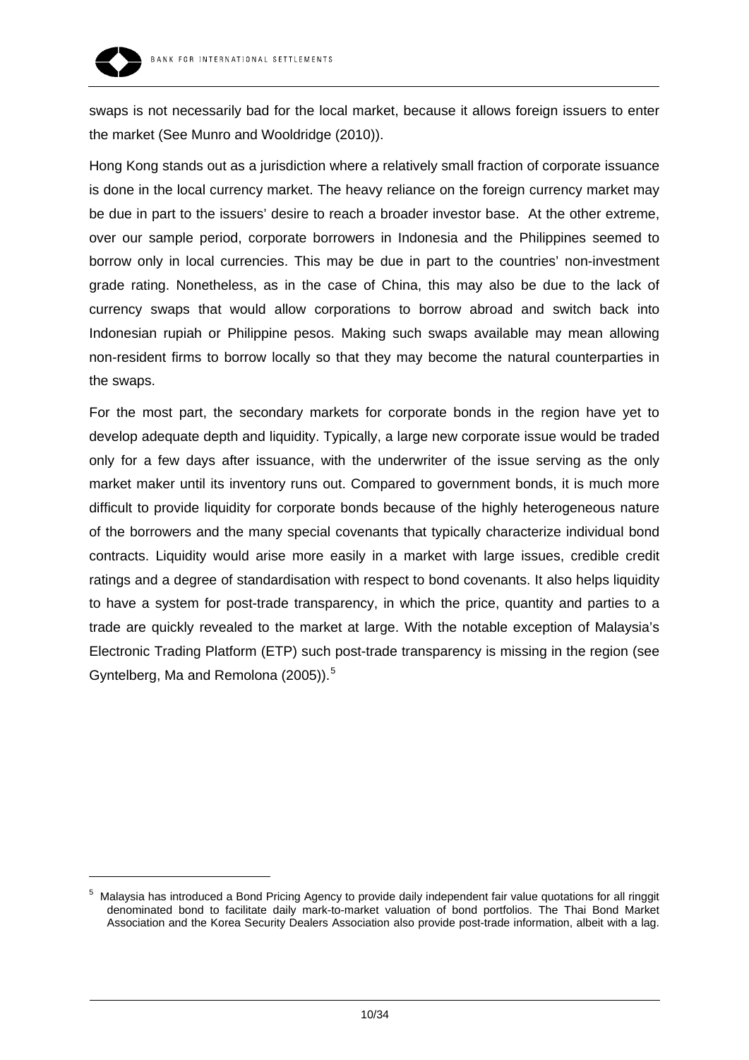swaps is not necessarily bad for the local market, because it allows foreign issuers to enter the market (See Munro and Wooldridge (2010)).

Hong Kong stands out as a jurisdiction where a relatively small fraction of corporate issuance is done in the local currency market. The heavy reliance on the foreign currency market may be due in part to the issuers' desire to reach a broader investor base. At the other extreme, over our sample period, corporate borrowers in Indonesia and the Philippines seemed to borrow only in local currencies. This may be due in part to the countries' non-investment grade rating. Nonetheless, as in the case of China, this may also be due to the lack of currency swaps that would allow corporations to borrow abroad and switch back into Indonesian rupiah or Philippine pesos. Making such swaps available may mean allowing non-resident firms to borrow locally so that they may become the natural counterparties in the swaps.

For the most part, the secondary markets for corporate bonds in the region have yet to develop adequate depth and liquidity. Typically, a large new corporate issue would be traded only for a few days after issuance, with the underwriter of the issue serving as the only market maker until its inventory runs out. Compared to government bonds, it is much more difficult to provide liquidity for corporate bonds because of the highly heterogeneous nature of the borrowers and the many special covenants that typically characterize individual bond contracts. Liquidity would arise more easily in a market with large issues, credible credit ratings and a degree of standardisation with respect to bond covenants. It also helps liquidity to have a system for post-trade transparency, in which the price, quantity and parties to a trade are quickly revealed to the market at large. With the notable exception of Malaysia's Electronic Trading Platform (ETP) such post-trade transparency is missing in the region (see Gyntelberg, Ma and Remolona (2005)).[5]

[5] Malaysia has introduced a Bond Pricing Agency to provide daily independent fair value quotations for all ringgit denominated bond to facilitate daily mark-to-market valuation of bond portfolios. The Thai Bond Market Association and the Korea Security Dealers Association also provide post-trade information, albeit with a lag.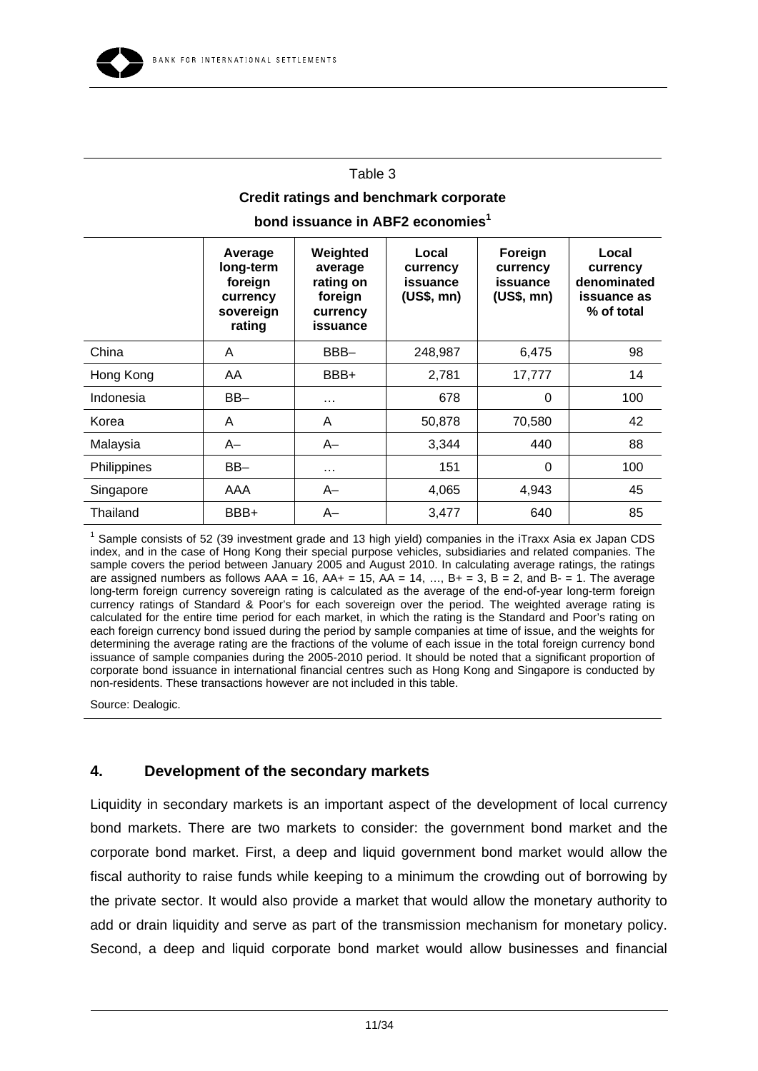Table 3

**Credit ratings and benchmark corporate bond issuance in ABF2 economies[1]**

| | Average long-term foreign currency sovereign rating | Weighted average rating on foreign currency issuance | Local currency issuance (US$, mn) | Foreign currency issuance (US$, mn) | Local currency denominated issuance as % of total |
|---|---|---|---|---|---|
| China | A | BBB– | 248,987 | 6,475 | 98 |
| Hong Kong | AA | BBB+ | 2,781 | 17,777 | 14 |
| Indonesia | BB– | … | 678 | 0 | 100 |
| Korea | A | A | 50,878 | 70,580 | 42 |
| Malaysia | A– | A– | 3,344 | 440 | 88 |
| Philippines | BB– | … | 151 | 0 | 100 |
| Singapore | AAA | A– | 4,065 | 4,943 | 45 |
| Thailand | BBB+ | A– | 3,477 | 640 | 85 |

[1] Sample consists of 52 (39 investment grade and 13 high yield) companies in the iTraxx Asia ex Japan CDS index, and in the case of Hong Kong their special purpose vehicles, subsidiaries and related companies. The sample covers the period between January 2005 and August 2010. In calculating average ratings, the ratings are assigned numbers as follows AAA = 16, AA+ = 15, AA = 14, …, B+ = 3, B = 2, and B- = 1. The average long-term foreign currency sovereign rating is calculated as the average of the end-of-year long-term foreign currency ratings of Standard & Poor's for each sovereign over the period. The weighted average rating is calculated for the entire time period for each market, in which the rating is the Standard and Poor's rating on each foreign currency bond issued during the period by sample companies at time of issue, and the weights for determining the average rating are the fractions of the volume of each issue in the total foreign currency bond issuance of sample companies during the 2005-2010 period. It should be noted that a significant proportion of corporate bond issuance in international financial centres such as Hong Kong and Singapore is conducted by non-residents. These transactions however are not included in this table.

Source: Dealogic.

## 4. Development of the secondary markets

Liquidity in secondary markets is an important aspect of the development of local currency bond markets. There are two markets to consider: the government bond market and the corporate bond market. First, a deep and liquid government bond market would allow the fiscal authority to raise funds while keeping to a minimum the crowding out of borrowing by the private sector. It would also provide a market that would allow the monetary authority to add or drain liquidity and serve as part of the transmission mechanism for monetary policy. Second, a deep and liquid corporate bond market would allow businesses and financial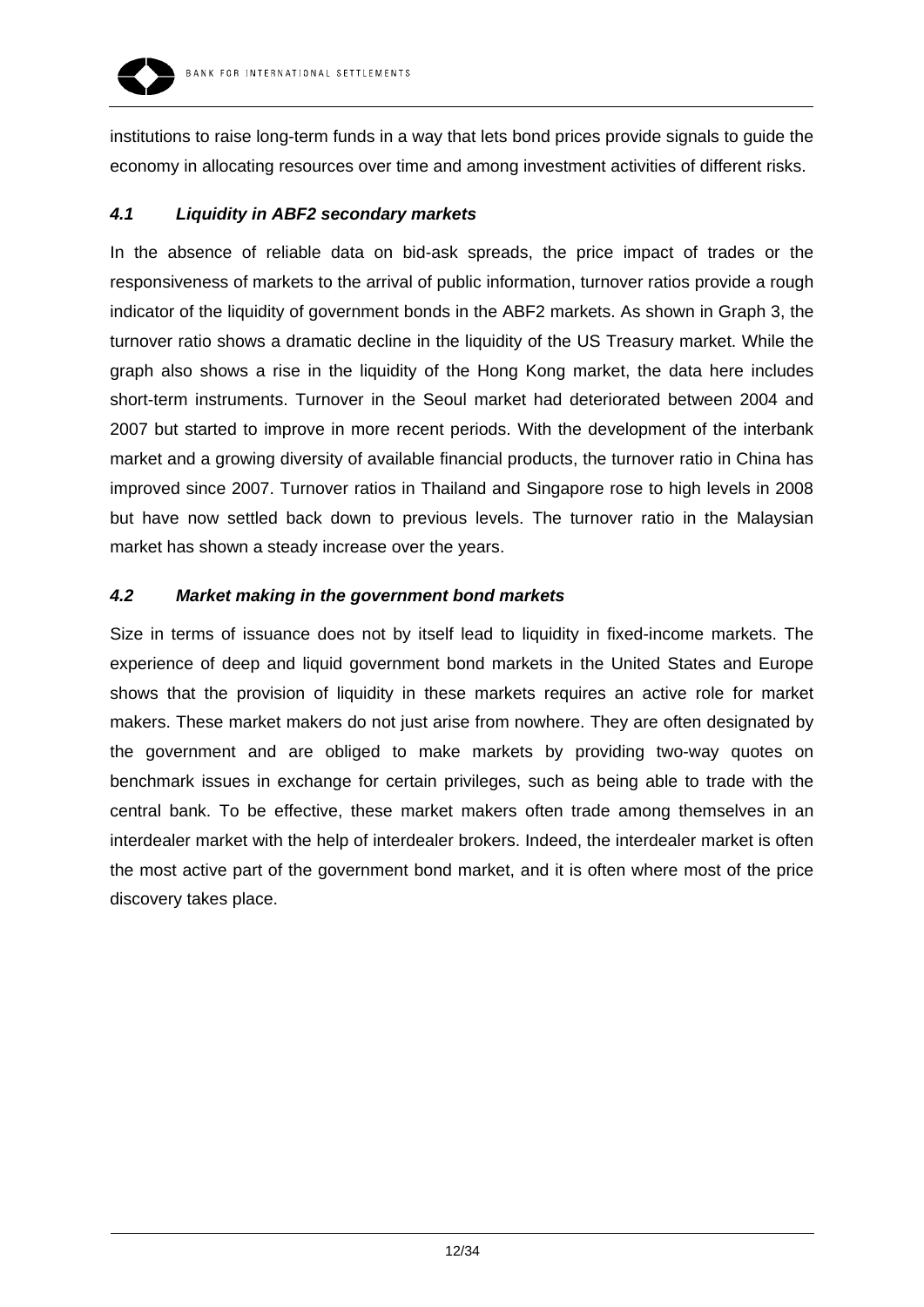institutions to raise long-term funds in a way that lets bond prices provide signals to guide the economy in allocating resources over time and among investment activities of different risks.

### *4.1 Liquidity in ABF2 secondary markets*

In the absence of reliable data on bid-ask spreads, the price impact of trades or the responsiveness of markets to the arrival of public information, turnover ratios provide a rough indicator of the liquidity of government bonds in the ABF2 markets. As shown in Graph 3, the turnover ratio shows a dramatic decline in the liquidity of the US Treasury market. While the graph also shows a rise in the liquidity of the Hong Kong market, the data here includes short-term instruments. Turnover in the Seoul market had deteriorated between 2004 and 2007 but started to improve in more recent periods. With the development of the interbank market and a growing diversity of available financial products, the turnover ratio in China has improved since 2007. Turnover ratios in Thailand and Singapore rose to high levels in 2008 but have now settled back down to previous levels. The turnover ratio in the Malaysian market has shown a steady increase over the years.

### *4.2 Market making in the government bond markets*

Size in terms of issuance does not by itself lead to liquidity in fixed-income markets. The experience of deep and liquid government bond markets in the United States and Europe shows that the provision of liquidity in these markets requires an active role for market makers. These market makers do not just arise from nowhere. They are often designated by the government and are obliged to make markets by providing two-way quotes on benchmark issues in exchange for certain privileges, such as being able to trade with the central bank. To be effective, these market makers often trade among themselves in an interdealer market with the help of interdealer brokers. Indeed, the interdealer market is often the most active part of the government bond market, and it is often where most of the price discovery takes place.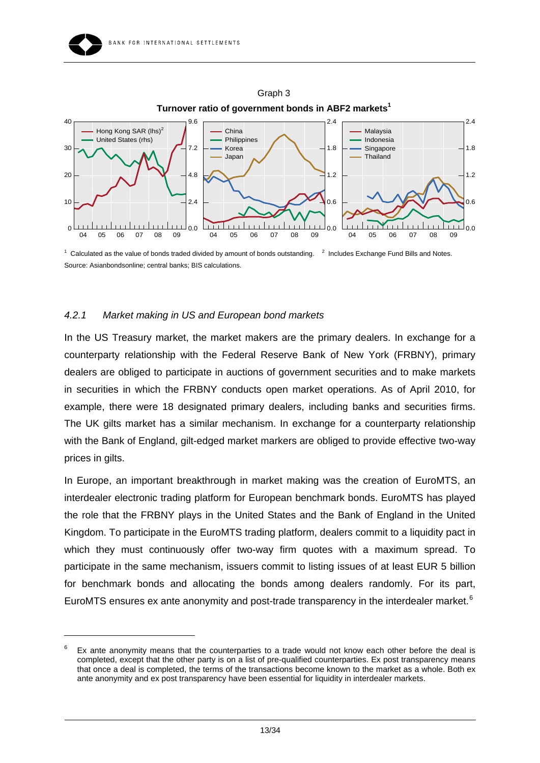Graph 3

**Turnover ratio of government bonds in ABF2 markets[1]**

[1] Calculated as the value of bonds traded divided by amount of bonds outstanding. [2] Includes Exchange Fund Bills and Notes.
Source: Asianbondsonline; central banks; BIS calculations.

#### *4.2.1 Market making in US and European bond markets*

In the US Treasury market, the market makers are the primary dealers. In exchange for a counterparty relationship with the Federal Reserve Bank of New York (FRBNY), primary dealers are obliged to participate in auctions of government securities and to make markets in securities in which the FRBNY conducts open market operations. As of April 2010, for example, there were 18 designated primary dealers, including banks and securities firms. The UK gilts market has a similar mechanism. In exchange for a counterparty relationship with the Bank of England, gilt-edged market markers are obliged to provide effective two-way prices in gilts.

In Europe, an important breakthrough in market making was the creation of EuroMTS, an interdealer electronic trading platform for European benchmark bonds. EuroMTS has played the role that the FRBNY plays in the United States and the Bank of England in the United Kingdom. To participate in the EuroMTS trading platform, dealers commit to a liquidity pact in which they must continuously offer two-way firm quotes with a maximum spread. To participate in the same mechanism, issuers commit to listing issues of at least EUR 5 billion for benchmark bonds and allocating the bonds among dealers randomly. For its part, EuroMTS ensures ex ante anonymity and post-trade transparency in the interdealer market.[6]

[6] Ex ante anonymity means that the counterparties to a trade would not know each other before the deal is completed, except that the other party is on a list of pre-qualified counterparties. Ex post transparency means that once a deal is completed, the terms of the transactions become known to the market as a whole. Both ex ante anonymity and ex post transparency have been essential for liquidity in interdealer markets.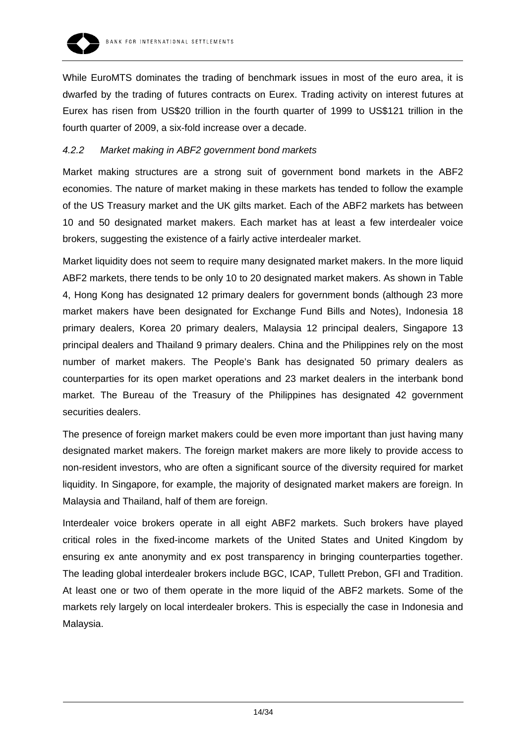While EuroMTS dominates the trading of benchmark issues in most of the euro area, it is dwarfed by the trading of futures contracts on Eurex. Trading activity on interest futures at Eurex has risen from US$20 trillion in the fourth quarter of 1999 to US$121 trillion in the fourth quarter of 2009, a six-fold increase over a decade.

#### *4.2.2 Market making in ABF2 government bond markets*

Market making structures are a strong suit of government bond markets in the ABF2 economies. The nature of market making in these markets has tended to follow the example of the US Treasury market and the UK gilts market. Each of the ABF2 markets has between 10 and 50 designated market makers. Each market has at least a few interdealer voice brokers, suggesting the existence of a fairly active interdealer market.

Market liquidity does not seem to require many designated market makers. In the more liquid ABF2 markets, there tends to be only 10 to 20 designated market makers. As shown in Table 4, Hong Kong has designated 12 primary dealers for government bonds (although 23 more market makers have been designated for Exchange Fund Bills and Notes), Indonesia 18 primary dealers, Korea 20 primary dealers, Malaysia 12 principal dealers, Singapore 13 principal dealers and Thailand 9 primary dealers. China and the Philippines rely on the most number of market makers. The People's Bank has designated 50 primary dealers as counterparties for its open market operations and 23 market dealers in the interbank bond market. The Bureau of the Treasury of the Philippines has designated 42 government securities dealers.

The presence of foreign market makers could be even more important than just having many designated market makers. The foreign market makers are more likely to provide access to non-resident investors, who are often a significant source of the diversity required for market liquidity. In Singapore, for example, the majority of designated market makers are foreign. In Malaysia and Thailand, half of them are foreign.

Interdealer voice brokers operate in all eight ABF2 markets. Such brokers have played critical roles in the fixed-income markets of the United States and United Kingdom by ensuring ex ante anonymity and ex post transparency in bringing counterparties together. The leading global interdealer brokers include BGC, ICAP, Tullett Prebon, GFI and Tradition. At least one or two of them operate in the more liquid of the ABF2 markets. Some of the markets rely largely on local interdealer brokers. This is especially the case in Indonesia and Malaysia.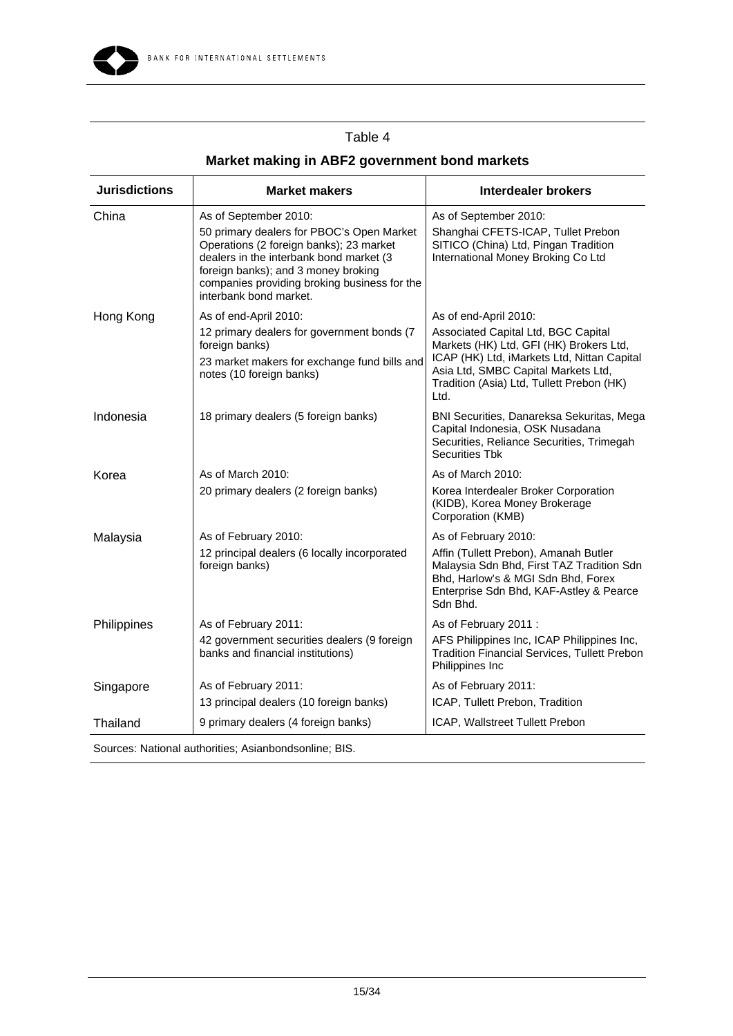Table 4

**Market making in ABF2 government bond markets**

| Jurisdictions | Market makers | Interdealer brokers |
|---|---|---|
| China | As of September 2010: 50 primary dealers for PBOC's Open Market Operations (2 foreign banks); 23 market dealers in the interbank bond market (3 foreign banks); and 3 money broking companies providing broking business for the interbank bond market. | As of September 2010: Shanghai CFETS-ICAP, Tullet Prebon SITICO (China) Ltd, Pingan Tradition International Money Broking Co Ltd |
| Hong Kong | As of end-April 2010: 12 primary dealers for government bonds (7 foreign banks) 23 market makers for exchange fund bills and notes (10 foreign banks) | As of end-April 2010: Associated Capital Ltd, BGC Capital Markets (HK) Ltd, GFI (HK) Brokers Ltd, ICAP (HK) Ltd, iMarkets Ltd, Nittan Capital Asia Ltd, SMBC Capital Markets Ltd, Tradition (Asia) Ltd, Tullett Prebon (HK) Ltd. |
| Indonesia | 18 primary dealers (5 foreign banks) | BNI Securities, Danareksa Sekuritas, Mega Capital Indonesia, OSK Nusadana Securities, Reliance Securities, Trimegah Securities Tbk |
| Korea | As of March 2010: 20 primary dealers (2 foreign banks) | As of March 2010: Korea Interdealer Broker Corporation (KIDB), Korea Money Brokerage Corporation (KMB) |
| Malaysia | As of February 2010: 12 principal dealers (6 locally incorporated foreign banks) | As of February 2010: Affin (Tullett Prebon), Amanah Butler Malaysia Sdn Bhd, First TAZ Tradition Sdn Bhd, Harlow's & MGI Sdn Bhd, Forex Enterprise Sdn Bhd, KAF-Astley & Pearce Sdn Bhd. |
| Philippines | As of February 2011: 42 government securities dealers (9 foreign banks and financial institutions) | As of February 2011 : AFS Philippines Inc, ICAP Philippines Inc, Tradition Financial Services, Tullett Prebon Philippines Inc |
| Singapore | As of February 2011: 13 principal dealers (10 foreign banks) | As of February 2011: ICAP, Tullett Prebon, Tradition |
| Thailand | 9 primary dealers (4 foreign banks) | ICAP, Wallstreet Tullett Prebon |

Sources: National authorities; Asianbondsonline; BIS.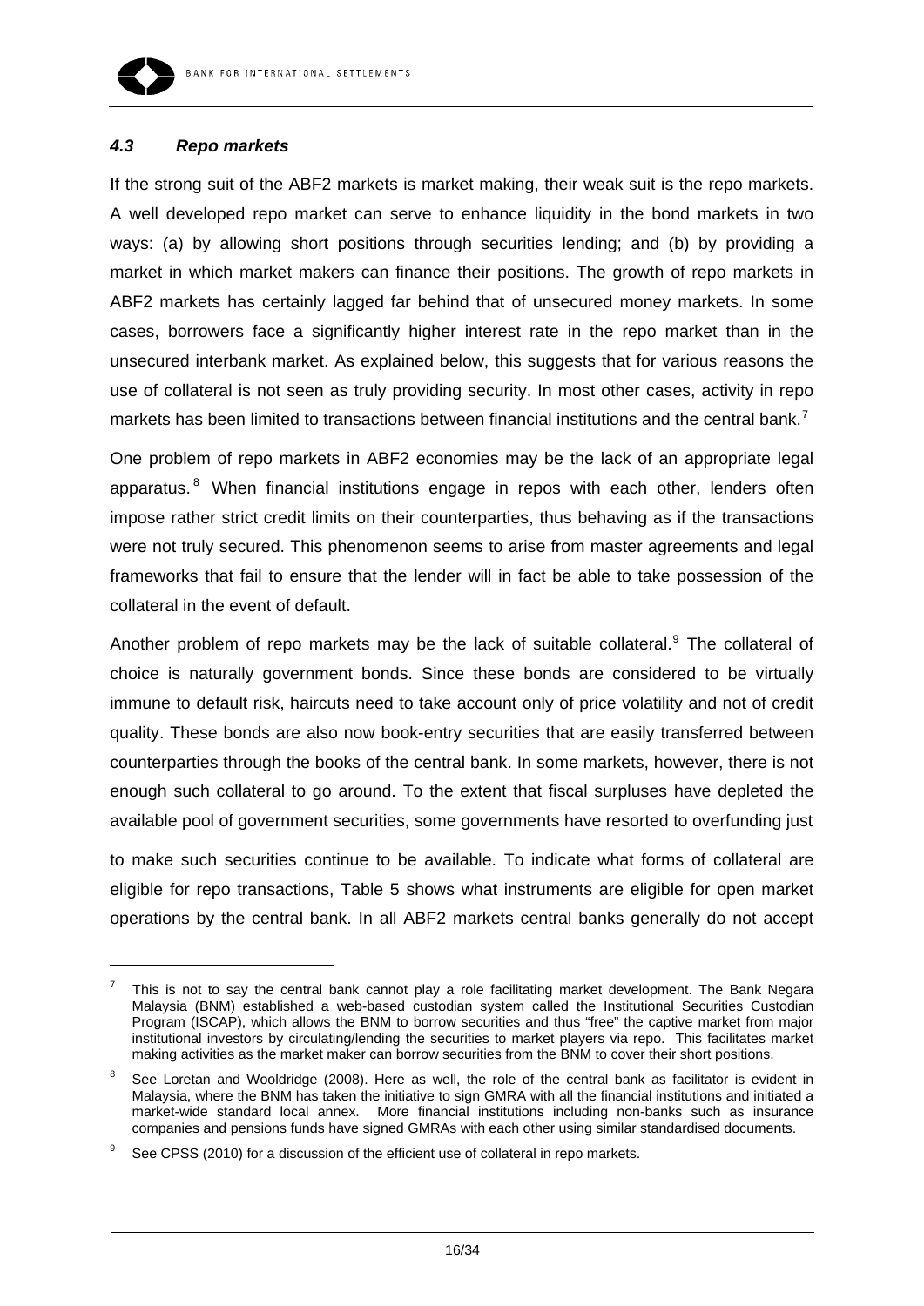### *4.3 Repo markets*

If the strong suit of the ABF2 markets is market making, their weak suit is the repo markets. A well developed repo market can serve to enhance liquidity in the bond markets in two ways: (a) by allowing short positions through securities lending; and (b) by providing a market in which market makers can finance their positions. The growth of repo markets in ABF2 markets has certainly lagged far behind that of unsecured money markets. In some cases, borrowers face a significantly higher interest rate in the repo market than in the unsecured interbank market. As explained below, this suggests that for various reasons the use of collateral is not seen as truly providing security. In most other cases, activity in repo markets has been limited to transactions between financial institutions and the central bank.[7]

One problem of repo markets in ABF2 economies may be the lack of an appropriate legal apparatus.[8] When financial institutions engage in repos with each other, lenders often impose rather strict credit limits on their counterparties, thus behaving as if the transactions were not truly secured. This phenomenon seems to arise from master agreements and legal frameworks that fail to ensure that the lender will in fact be able to take possession of the collateral in the event of default.

Another problem of repo markets may be the lack of suitable collateral.[9] The collateral of choice is naturally government bonds. Since these bonds are considered to be virtually immune to default risk, haircuts need to take account only of price volatility and not of credit quality. These bonds are also now book-entry securities that are easily transferred between counterparties through the books of the central bank. In some markets, however, there is not enough such collateral to go around. To the extent that fiscal surpluses have depleted the available pool of government securities, some governments have resorted to overfunding just to make such securities continue to be available. To indicate what forms of collateral are eligible for repo transactions, Table 5 shows what instruments are eligible for open market operations by the central bank. In all ABF2 markets central banks generally do not accept

---

[7] This is not to say the central bank cannot play a role facilitating market development. The Bank Negara Malaysia (BNM) established a web-based custodian system called the Institutional Securities Custodian Program (ISCAP), which allows the BNM to borrow securities and thus "free" the captive market from major institutional investors by circulating/lending the securities to market players via repo. This facilitates market making activities as the market maker can borrow securities from the BNM to cover their short positions.

[8] See Loretan and Wooldridge (2008). Here as well, the role of the central bank as facilitator is evident in Malaysia, where the BNM has taken the initiative to sign GMRA with all the financial institutions and initiated a market-wide standard local annex. More financial institutions including non-banks such as insurance companies and pensions funds have signed GMRAs with each other using similar standardised documents.

[9] See CPSS (2010) for a discussion of the efficient use of collateral in repo markets.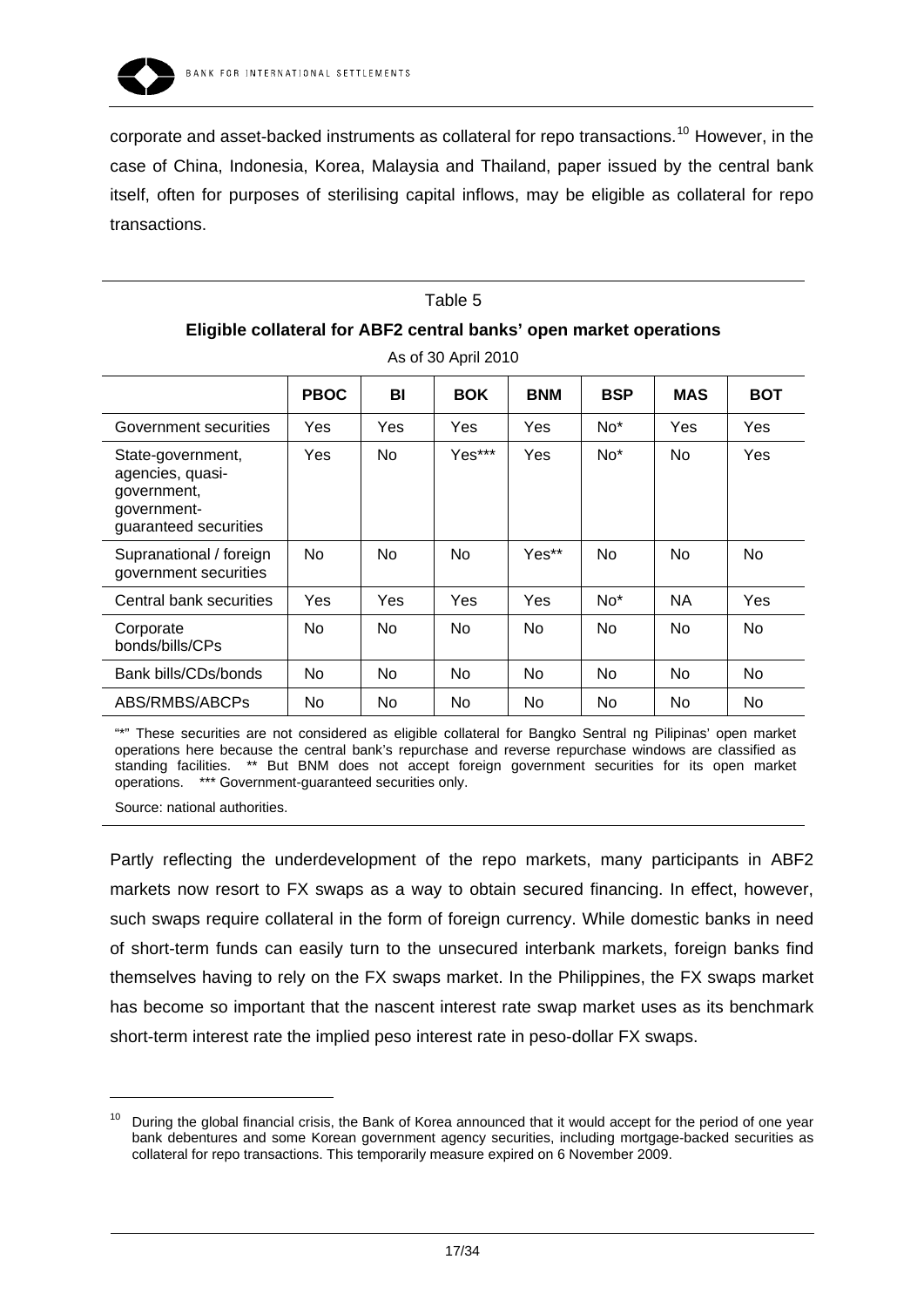corporate and asset-backed instruments as collateral for repo transactions.[10] However, in the case of China, Indonesia, Korea, Malaysia and Thailand, paper issued by the central bank itself, often for purposes of sterilising capital inflows, may be eligible as collateral for repo transactions.

Table 5

**Eligible collateral for ABF2 central banks' open market operations**

As of 30 April 2010

| | PBOC | BI | BOK | BNM | BSP | MAS | BOT |
|---|---|---|---|---|---|---|---|
| Government securities | Yes | Yes | Yes | Yes | No* | Yes | Yes |
| State-government, agencies, quasi-government, government-guaranteed securities | Yes | No | Yes*** | Yes | No* | No | Yes |
| Supranational / foreign government securities | No | No | No | Yes** | No | No | No |
| Central bank securities | Yes | Yes | Yes | Yes | No* | NA | Yes |
| Corporate bonds/bills/CPs | No | No | No | No | No | No | No |
| Bank bills/CDs/bonds | No | No | No | No | No | No | No |
| ABS/RMBS/ABCPs | No | No | No | No | No | No | No |

"*" These securities are not considered as eligible collateral for Bangko Sentral ng Pilipinas' open market operations here because the central bank's repurchase and reverse repurchase windows are classified as standing facilities. ** But BNM does not accept foreign government securities for its open market operations. *** Government-guaranteed securities only.

Source: national authorities.

Partly reflecting the underdevelopment of the repo markets, many participants in ABF2 markets now resort to FX swaps as a way to obtain secured financing. In effect, however, such swaps require collateral in the form of foreign currency. While domestic banks in need of short-term funds can easily turn to the unsecured interbank markets, foreign banks find themselves having to rely on the FX swaps market. In the Philippines, the FX swaps market has become so important that the nascent interest rate swap market uses as its benchmark short-term interest rate the implied peso interest rate in peso-dollar FX swaps.

[10] During the global financial crisis, the Bank of Korea announced that it would accept for the period of one year bank debentures and some Korean government agency securities, including mortgage-backed securities as collateral for repo transactions. This temporarily measure expired on 6 November 2009.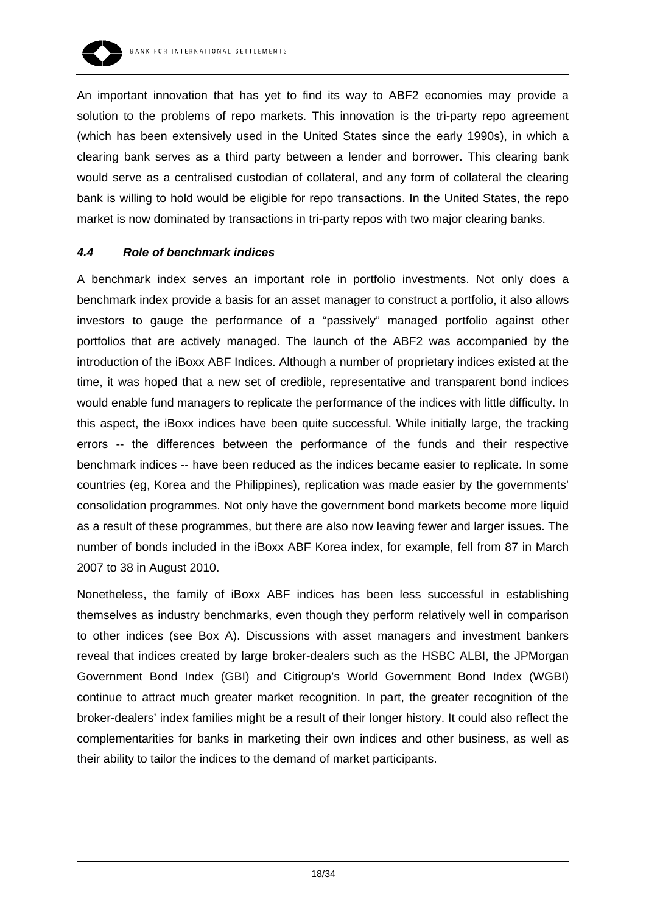An important innovation that has yet to find its way to ABF2 economies may provide a solution to the problems of repo markets. This innovation is the tri-party repo agreement (which has been extensively used in the United States since the early 1990s), in which a clearing bank serves as a third party between a lender and borrower. This clearing bank would serve as a centralised custodian of collateral, and any form of collateral the clearing bank is willing to hold would be eligible for repo transactions. In the United States, the repo market is now dominated by transactions in tri-party repos with two major clearing banks.

### *4.4 Role of benchmark indices*

A benchmark index serves an important role in portfolio investments. Not only does a benchmark index provide a basis for an asset manager to construct a portfolio, it also allows investors to gauge the performance of a "passively" managed portfolio against other portfolios that are actively managed. The launch of the ABF2 was accompanied by the introduction of the iBoxx ABF Indices. Although a number of proprietary indices existed at the time, it was hoped that a new set of credible, representative and transparent bond indices would enable fund managers to replicate the performance of the indices with little difficulty. In this aspect, the iBoxx indices have been quite successful. While initially large, the tracking errors -- the differences between the performance of the funds and their respective benchmark indices -- have been reduced as the indices became easier to replicate. In some countries (eg, Korea and the Philippines), replication was made easier by the governments' consolidation programmes. Not only have the government bond markets become more liquid as a result of these programmes, but there are also now leaving fewer and larger issues. The number of bonds included in the iBoxx ABF Korea index, for example, fell from 87 in March 2007 to 38 in August 2010.

Nonetheless, the family of iBoxx ABF indices has been less successful in establishing themselves as industry benchmarks, even though they perform relatively well in comparison to other indices (see Box A). Discussions with asset managers and investment bankers reveal that indices created by large broker-dealers such as the HSBC ALBI, the JPMorgan Government Bond Index (GBI) and Citigroup's World Government Bond Index (WGBI) continue to attract much greater market recognition. In part, the greater recognition of the broker-dealers' index families might be a result of their longer history. It could also reflect the complementarities for banks in marketing their own indices and other business, as well as their ability to tailor the indices to the demand of market participants.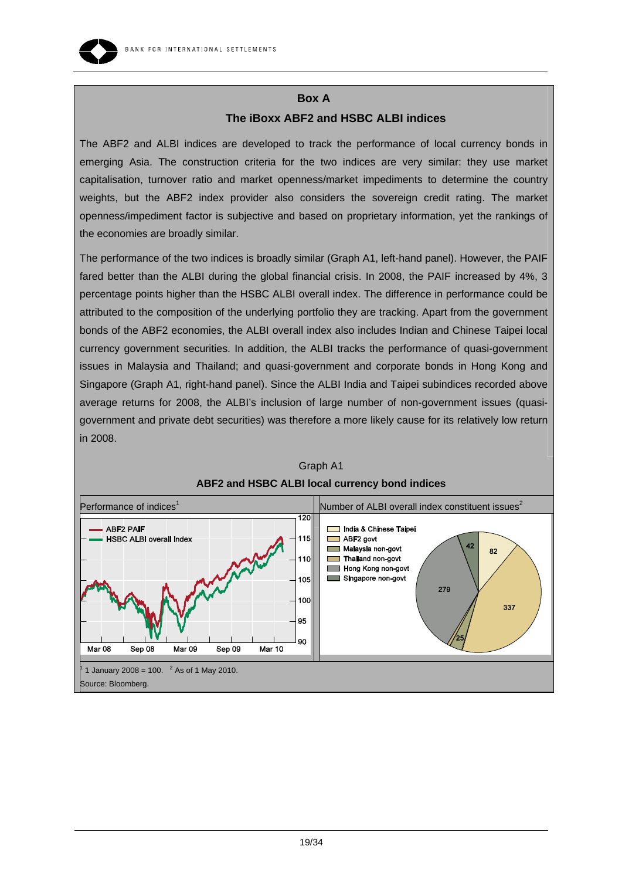## Box A

### The iBoxx ABF2 and HSBC ALBI indices

The ABF2 and ALBI indices are developed to track the performance of local currency bonds in emerging Asia. The construction criteria for the two indices are very similar: they use market capitalisation, turnover ratio and market openness/market impediments to determine the country weights, but the ABF2 index provider also considers the sovereign credit rating. The market openness/impediment factor is subjective and based on proprietary information, yet the rankings of the economies are broadly similar.

The performance of the two indices is broadly similar (Graph A1, left-hand panel). However, the PAIF fared better than the ALBI during the global financial crisis. In 2008, the PAIF increased by 4%, 3 percentage points higher than the HSBC ALBI overall index. The difference in performance could be attributed to the composition of the underlying portfolio they are tracking. Apart from the government bonds of the ABF2 economies, the ALBI overall index also includes Indian and Chinese Taipei local currency government securities. In addition, the ALBI tracks the performance of quasi-government issues in Malaysia and Thailand; and quasi-government and corporate bonds in Hong Kong and Singapore (Graph A1, right-hand panel). Since the ALBI India and Taipei subindices recorded above average returns for 2008, the ALBI's inclusion of large number of non-government issues (quasi-government and private debt securities) was therefore a more likely cause for its relatively low return in 2008.

Graph A1

**ABF2 and HSBC ALBI local currency bond indices**

Performance of indices[1] — ABF2 PAIF; HSBC ALBI overall index (Mar 08 – Mar 10; scale 90–120)

Number of ALBI overall index constituent issues[2] — India & Chinese Taipei: 82; ABF2 govt: 337; Malaysia non-govt; Thailand non-govt: 25; Hong Kong non-govt: 279; Singapore non-govt: 42

[1] 1 January 2008 = 100. [2] As of 1 May 2010.

Source: Bloomberg.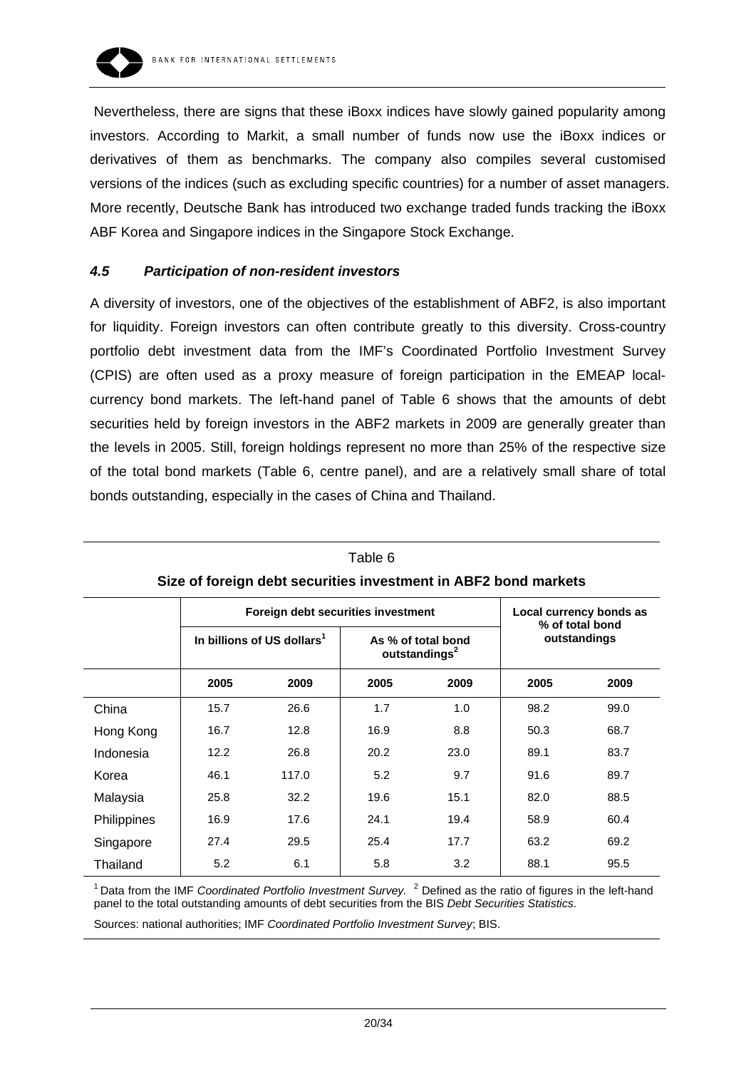Nevertheless, there are signs that these iBoxx indices have slowly gained popularity among investors. According to Markit, a small number of funds now use the iBoxx indices or derivatives of them as benchmarks. The company also compiles several customised versions of the indices (such as excluding specific countries) for a number of asset managers. More recently, Deutsche Bank has introduced two exchange traded funds tracking the iBoxx ABF Korea and Singapore indices in the Singapore Stock Exchange.

### *4.5 Participation of non-resident investors*

A diversity of investors, one of the objectives of the establishment of ABF2, is also important for liquidity. Foreign investors can often contribute greatly to this diversity. Cross-country portfolio debt investment data from the IMF's Coordinated Portfolio Investment Survey (CPIS) are often used as a proxy measure of foreign participation in the EMEAP local-currency bond markets. The left-hand panel of Table 6 shows that the amounts of debt securities held by foreign investors in the ABF2 markets in 2009 are generally greater than the levels in 2005. Still, foreign holdings represent no more than 25% of the respective size of the total bond markets (Table 6, centre panel), and are a relatively small share of total bonds outstanding, especially in the cases of China and Thailand.

Table 6

**Size of foreign debt securities investment in ABF2 bond markets**

| | Foreign debt securities investment | | | | Local currency bonds as % of total bond outstandings | |
|---|---|---|---|---|---|---|
| | In billions of US dollars[1] | | As % of total bond outstandings[2] | | | |
| | 2005 | 2009 | 2005 | 2009 | 2005 | 2009 |
| China | 15.7 | 26.6 | 1.7 | 1.0 | 98.2 | 99.0 |
| Hong Kong | 16.7 | 12.8 | 16.9 | 8.8 | 50.3 | 68.7 |
| Indonesia | 12.2 | 26.8 | 20.2 | 23.0 | 89.1 | 83.7 |
| Korea | 46.1 | 117.0 | 5.2 | 9.7 | 91.6 | 89.7 |
| Malaysia | 25.8 | 32.2 | 19.6 | 15.1 | 82.0 | 88.5 |
| Philippines | 16.9 | 17.6 | 24.1 | 19.4 | 58.9 | 60.4 |
| Singapore | 27.4 | 29.5 | 25.4 | 17.7 | 63.2 | 69.2 |
| Thailand | 5.2 | 6.1 | 5.8 | 3.2 | 88.1 | 95.5 |

[1] Data from the IMF *Coordinated Portfolio Investment Survey.* [2] Defined as the ratio of figures in the left-hand panel to the total outstanding amounts of debt securities from the BIS *Debt Securities Statistics*.

Sources: national authorities; IMF *Coordinated Portfolio Investment Survey*; BIS.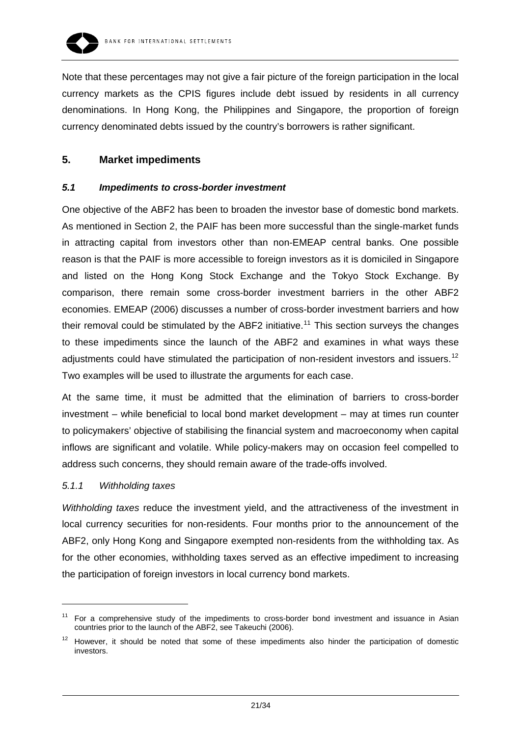Note that these percentages may not give a fair picture of the foreign participation in the local currency markets as the CPIS figures include debt issued by residents in all currency denominations. In Hong Kong, the Philippines and Singapore, the proportion of foreign currency denominated debts issued by the country's borrowers is rather significant.

## 5. Market impediments

### *5.1 Impediments to cross-border investment*

One objective of the ABF2 has been to broaden the investor base of domestic bond markets. As mentioned in Section 2, the PAIF has been more successful than the single-market funds in attracting capital from investors other than non-EMEAP central banks. One possible reason is that the PAIF is more accessible to foreign investors as it is domiciled in Singapore and listed on the Hong Kong Stock Exchange and the Tokyo Stock Exchange. By comparison, there remain some cross-border investment barriers in the other ABF2 economies. EMEAP (2006) discusses a number of cross-border investment barriers and how their removal could be stimulated by the ABF2 initiative.[11] This section surveys the changes to these impediments since the launch of the ABF2 and examines in what ways these adjustments could have stimulated the participation of non-resident investors and issuers.[12] Two examples will be used to illustrate the arguments for each case.

At the same time, it must be admitted that the elimination of barriers to cross-border investment – while beneficial to local bond market development – may at times run counter to policymakers' objective of stabilising the financial system and macroeconomy when capital inflows are significant and volatile. While policy-makers may on occasion feel compelled to address such concerns, they should remain aware of the trade-offs involved.

#### *5.1.1 Withholding taxes*

*Withholding taxes* reduce the investment yield, and the attractiveness of the investment in local currency securities for non-residents. Four months prior to the announcement of the ABF2, only Hong Kong and Singapore exempted non-residents from the withholding tax. As for the other economies, withholding taxes served as an effective impediment to increasing the participation of foreign investors in local currency bond markets.

---

[11] For a comprehensive study of the impediments to cross-border bond investment and issuance in Asian countries prior to the launch of the ABF2, see Takeuchi (2006).

[12] However, it should be noted that some of these impediments also hinder the participation of domestic investors.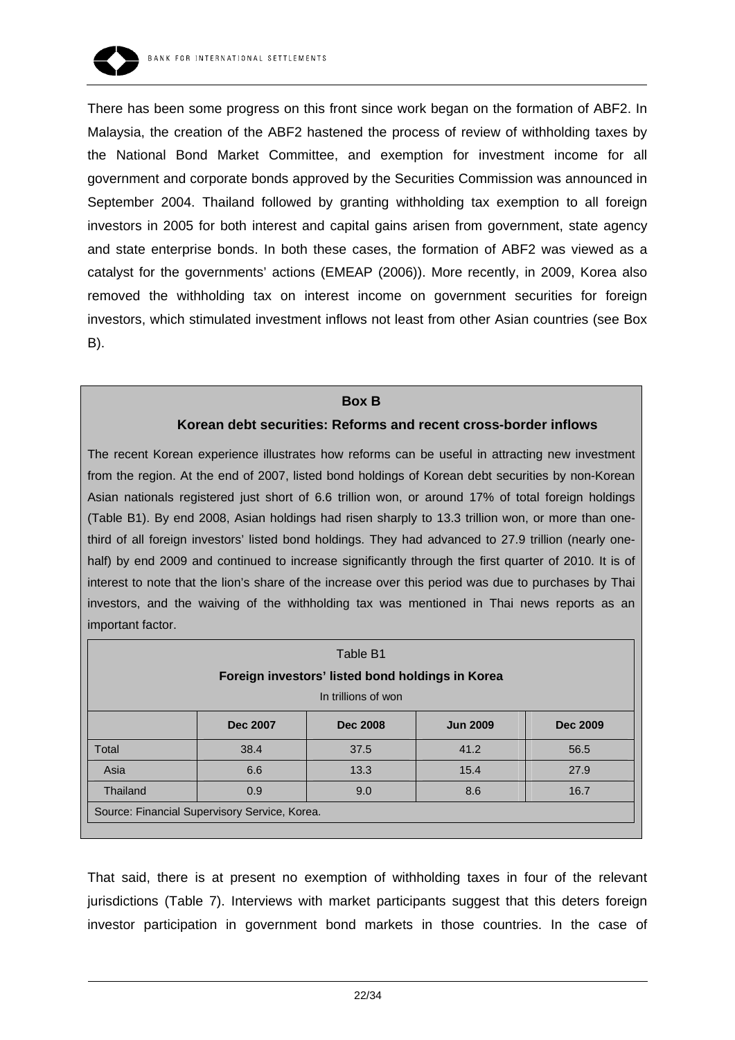There has been some progress on this front since work began on the formation of ABF2. In Malaysia, the creation of the ABF2 hastened the process of review of withholding taxes by the National Bond Market Committee, and exemption for investment income for all government and corporate bonds approved by the Securities Commission was announced in September 2004. Thailand followed by granting withholding tax exemption to all foreign investors in 2005 for both interest and capital gains arisen from government, state agency and state enterprise bonds. In both these cases, the formation of ABF2 was viewed as a catalyst for the governments' actions (EMEAP (2006)). More recently, in 2009, Korea also removed the withholding tax on interest income on government securities for foreign investors, which stimulated investment inflows not least from other Asian countries (see Box B).

**Box B**

**Korean debt securities: Reforms and recent cross-border inflows**

The recent Korean experience illustrates how reforms can be useful in attracting new investment from the region. At the end of 2007, listed bond holdings of Korean debt securities by non-Korean Asian nationals registered just short of 6.6 trillion won, or around 17% of total foreign holdings (Table B1). By end 2008, Asian holdings had risen sharply to 13.3 trillion won, or more than one-third of all foreign investors' listed bond holdings. They had advanced to 27.9 trillion (nearly one-half) by end 2009 and continued to increase significantly through the first quarter of 2010. It is of interest to note that the lion's share of the increase over this period was due to purchases by Thai investors, and the waiving of the withholding tax was mentioned in Thai news reports as an important factor.

Table B1

**Foreign investors' listed bond holdings in Korea**

In trillions of won

| | Dec 2007 | Dec 2008 | Jun 2009 | Dec 2009 |
|---|---|---|---|---|
| Total | 38.4 | 37.5 | 41.2 | 56.5 |
| Asia | 6.6 | 13.3 | 15.4 | 27.9 |
| Thailand | 0.9 | 9.0 | 8.6 | 16.7 |

Source: Financial Supervisory Service, Korea.

That said, there is at present no exemption of withholding taxes in four of the relevant jurisdictions (Table 7). Interviews with market participants suggest that this deters foreign investor participation in government bond markets in those countries. In the case of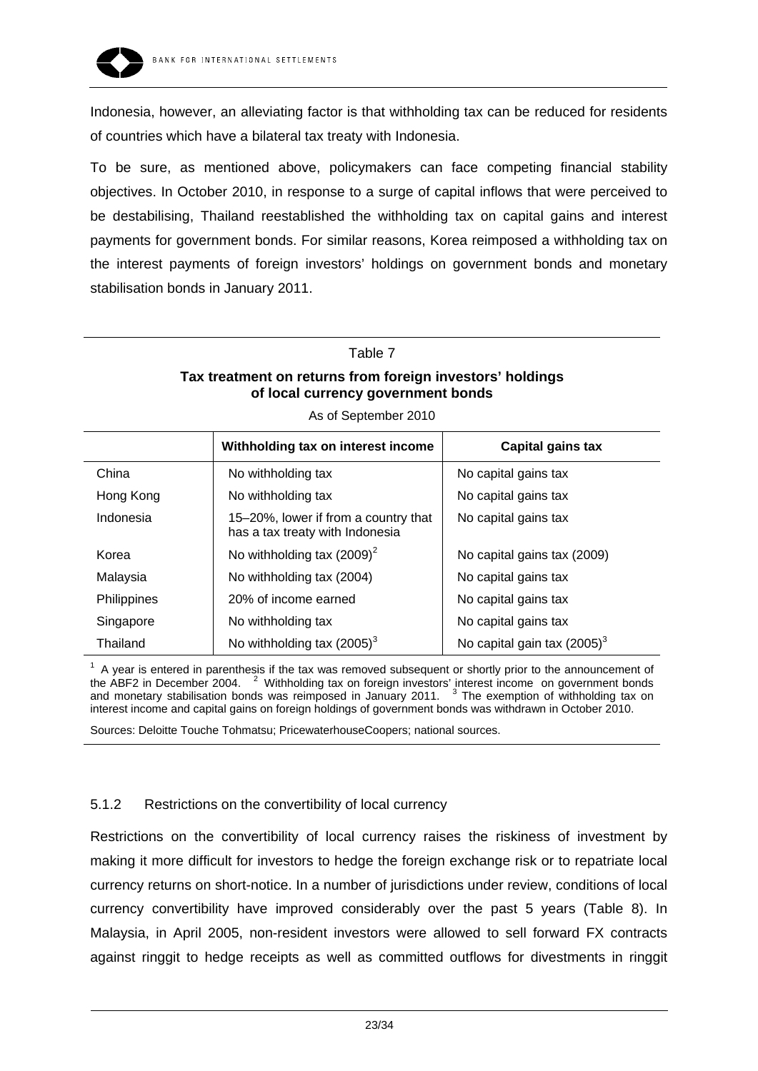Indonesia, however, an alleviating factor is that withholding tax can be reduced for residents of countries which have a bilateral tax treaty with Indonesia.

To be sure, as mentioned above, policymakers can face competing financial stability objectives. In October 2010, in response to a surge of capital inflows that were perceived to be destabilising, Thailand reestablished the withholding tax on capital gains and interest payments for government bonds. For similar reasons, Korea reimposed a withholding tax on the interest payments of foreign investors' holdings on government bonds and monetary stabilisation bonds in January 2011.

Table 7

**Tax treatment on returns from foreign investors' holdings of local currency government bonds**

As of September 2010

| | Withholding tax on interest income | Capital gains tax |
|---|---|---|
| China | No withholding tax | No capital gains tax |
| Hong Kong | No withholding tax | No capital gains tax |
| Indonesia | 15–20%, lower if from a country that has a tax treaty with Indonesia | No capital gains tax |
| Korea | No withholding tax (2009)[2] | No capital gains tax (2009) |
| Malaysia | No withholding tax (2004) | No capital gains tax |
| Philippines | 20% of income earned | No capital gains tax |
| Singapore | No withholding tax | No capital gains tax |
| Thailand | No withholding tax (2005)[3] | No capital gain tax (2005)[3] |

[1] A year is entered in parenthesis if the tax was removed subsequent or shortly prior to the announcement of the ABF2 in December 2004. [2] Withholding tax on foreign investors' interest income on government bonds and monetary stabilisation bonds was reimposed in January 2011. [3] The exemption of withholding tax on interest income and capital gains on foreign holdings of government bonds was withdrawn in October 2010.

Sources: Deloitte Touche Tohmatsu; PricewaterhouseCoopers; national sources.

### 5.1.2 Restrictions on the convertibility of local currency

Restrictions on the convertibility of local currency raises the riskiness of investment by making it more difficult for investors to hedge the foreign exchange risk or to repatriate local currency returns on short-notice. In a number of jurisdictions under review, conditions of local currency convertibility have improved considerably over the past 5 years (Table 8). In Malaysia, in April 2005, non-resident investors were allowed to sell forward FX contracts against ringgit to hedge receipts as well as committed outflows for divestments in ringgit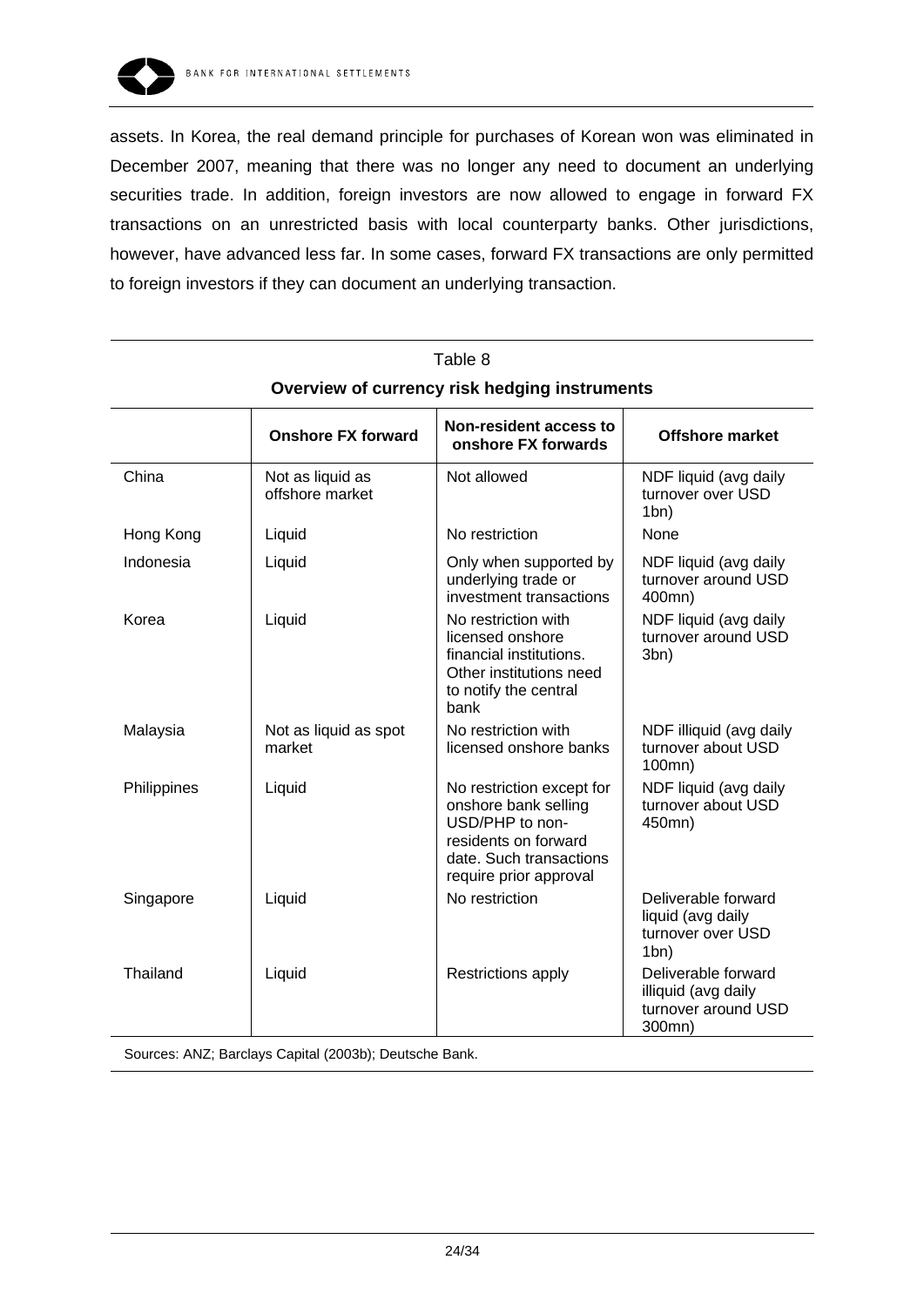assets. In Korea, the real demand principle for purchases of Korean won was eliminated in December 2007, meaning that there was no longer any need to document an underlying securities trade. In addition, foreign investors are now allowed to engage in forward FX transactions on an unrestricted basis with local counterparty banks. Other jurisdictions, however, have advanced less far. In some cases, forward FX transactions are only permitted to foreign investors if they can document an underlying transaction.

Table 8

**Overview of currency risk hedging instruments**

| | **Onshore FX forward** | **Non-resident access to onshore FX forwards** | **Offshore market** |
|---|---|---|---|
| China | Not as liquid as offshore market | Not allowed | NDF liquid (avg daily turnover over USD 1bn) |
| Hong Kong | Liquid | No restriction | None |
| Indonesia | Liquid | Only when supported by underlying trade or investment transactions | NDF liquid (avg daily turnover around USD 400mn) |
| Korea | Liquid | No restriction with licensed onshore financial institutions. Other institutions need to notify the central bank | NDF liquid (avg daily turnover around USD 3bn) |
| Malaysia | Not as liquid as spot market | No restriction with licensed onshore banks | NDF illiquid (avg daily turnover about USD 100mn) |
| Philippines | Liquid | No restriction except for onshore bank selling USD/PHP to non-residents on forward date. Such transactions require prior approval | NDF liquid (avg daily turnover about USD 450mn) |
| Singapore | Liquid | No restriction | Deliverable forward liquid (avg daily turnover over USD 1bn) |
| Thailand | Liquid | Restrictions apply | Deliverable forward illiquid (avg daily turnover around USD 300mn) |

Sources: ANZ; Barclays Capital (2003b); Deutsche Bank.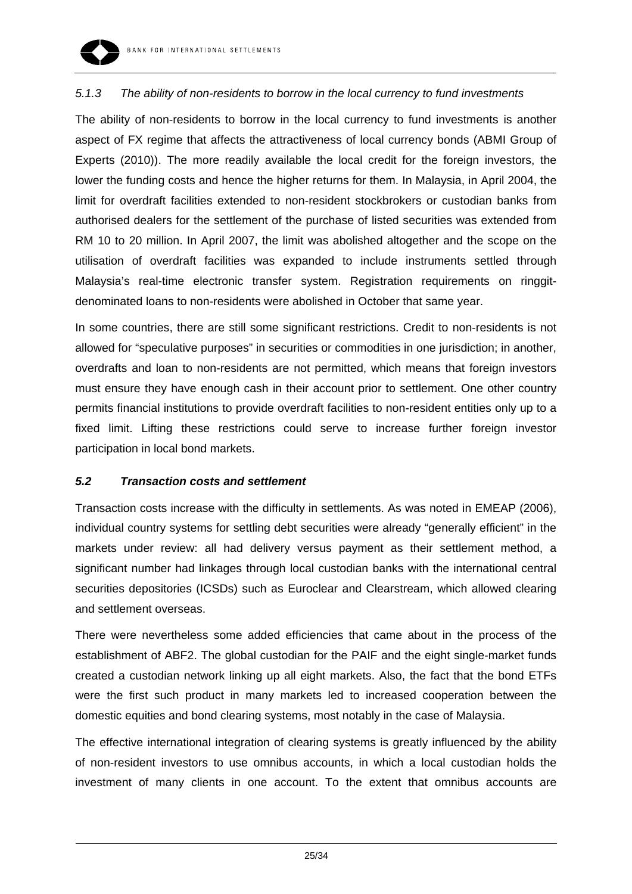### *5.1.3 The ability of non-residents to borrow in the local currency to fund investments*

The ability of non-residents to borrow in the local currency to fund investments is another aspect of FX regime that affects the attractiveness of local currency bonds (ABMI Group of Experts (2010)). The more readily available the local credit for the foreign investors, the lower the funding costs and hence the higher returns for them. In Malaysia, in April 2004, the limit for overdraft facilities extended to non-resident stockbrokers or custodian banks from authorised dealers for the settlement of the purchase of listed securities was extended from RM 10 to 20 million. In April 2007, the limit was abolished altogether and the scope on the utilisation of overdraft facilities was expanded to include instruments settled through Malaysia's real-time electronic transfer system. Registration requirements on ringgit-denominated loans to non-residents were abolished in October that same year.

In some countries, there are still some significant restrictions. Credit to non-residents is not allowed for "speculative purposes" in securities or commodities in one jurisdiction; in another, overdrafts and loan to non-residents are not permitted, which means that foreign investors must ensure they have enough cash in their account prior to settlement. One other country permits financial institutions to provide overdraft facilities to non-resident entities only up to a fixed limit. Lifting these restrictions could serve to increase further foreign investor participation in local bond markets.

## *5.2 Transaction costs and settlement*

Transaction costs increase with the difficulty in settlements. As was noted in EMEAP (2006), individual country systems for settling debt securities were already "generally efficient" in the markets under review: all had delivery versus payment as their settlement method, a significant number had linkages through local custodian banks with the international central securities depositories (ICSDs) such as Euroclear and Clearstream, which allowed clearing and settlement overseas.

There were nevertheless some added efficiencies that came about in the process of the establishment of ABF2. The global custodian for the PAIF and the eight single-market funds created a custodian network linking up all eight markets. Also, the fact that the bond ETFs were the first such product in many markets led to increased cooperation between the domestic equities and bond clearing systems, most notably in the case of Malaysia.

The effective international integration of clearing systems is greatly influenced by the ability of non-resident investors to use omnibus accounts, in which a local custodian holds the investment of many clients in one account. To the extent that omnibus accounts are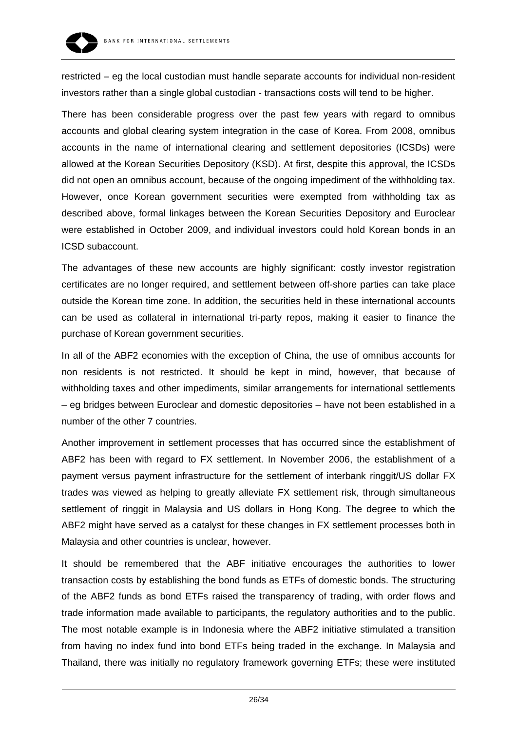restricted – eg the local custodian must handle separate accounts for individual non-resident investors rather than a single global custodian - transactions costs will tend to be higher.

There has been considerable progress over the past few years with regard to omnibus accounts and global clearing system integration in the case of Korea. From 2008, omnibus accounts in the name of international clearing and settlement depositories (ICSDs) were allowed at the Korean Securities Depository (KSD). At first, despite this approval, the ICSDs did not open an omnibus account, because of the ongoing impediment of the withholding tax. However, once Korean government securities were exempted from withholding tax as described above, formal linkages between the Korean Securities Depository and Euroclear were established in October 2009, and individual investors could hold Korean bonds in an ICSD subaccount.

The advantages of these new accounts are highly significant: costly investor registration certificates are no longer required, and settlement between off-shore parties can take place outside the Korean time zone. In addition, the securities held in these international accounts can be used as collateral in international tri-party repos, making it easier to finance the purchase of Korean government securities.

In all of the ABF2 economies with the exception of China, the use of omnibus accounts for non residents is not restricted. It should be kept in mind, however, that because of withholding taxes and other impediments, similar arrangements for international settlements – eg bridges between Euroclear and domestic depositories – have not been established in a number of the other 7 countries.

Another improvement in settlement processes that has occurred since the establishment of ABF2 has been with regard to FX settlement. In November 2006, the establishment of a payment versus payment infrastructure for the settlement of interbank ringgit/US dollar FX trades was viewed as helping to greatly alleviate FX settlement risk, through simultaneous settlement of ringgit in Malaysia and US dollars in Hong Kong. The degree to which the ABF2 might have served as a catalyst for these changes in FX settlement processes both in Malaysia and other countries is unclear, however.

It should be remembered that the ABF initiative encourages the authorities to lower transaction costs by establishing the bond funds as ETFs of domestic bonds. The structuring of the ABF2 funds as bond ETFs raised the transparency of trading, with order flows and trade information made available to participants, the regulatory authorities and to the public. The most notable example is in Indonesia where the ABF2 initiative stimulated a transition from having no index fund into bond ETFs being traded in the exchange. In Malaysia and Thailand, there was initially no regulatory framework governing ETFs; these were instituted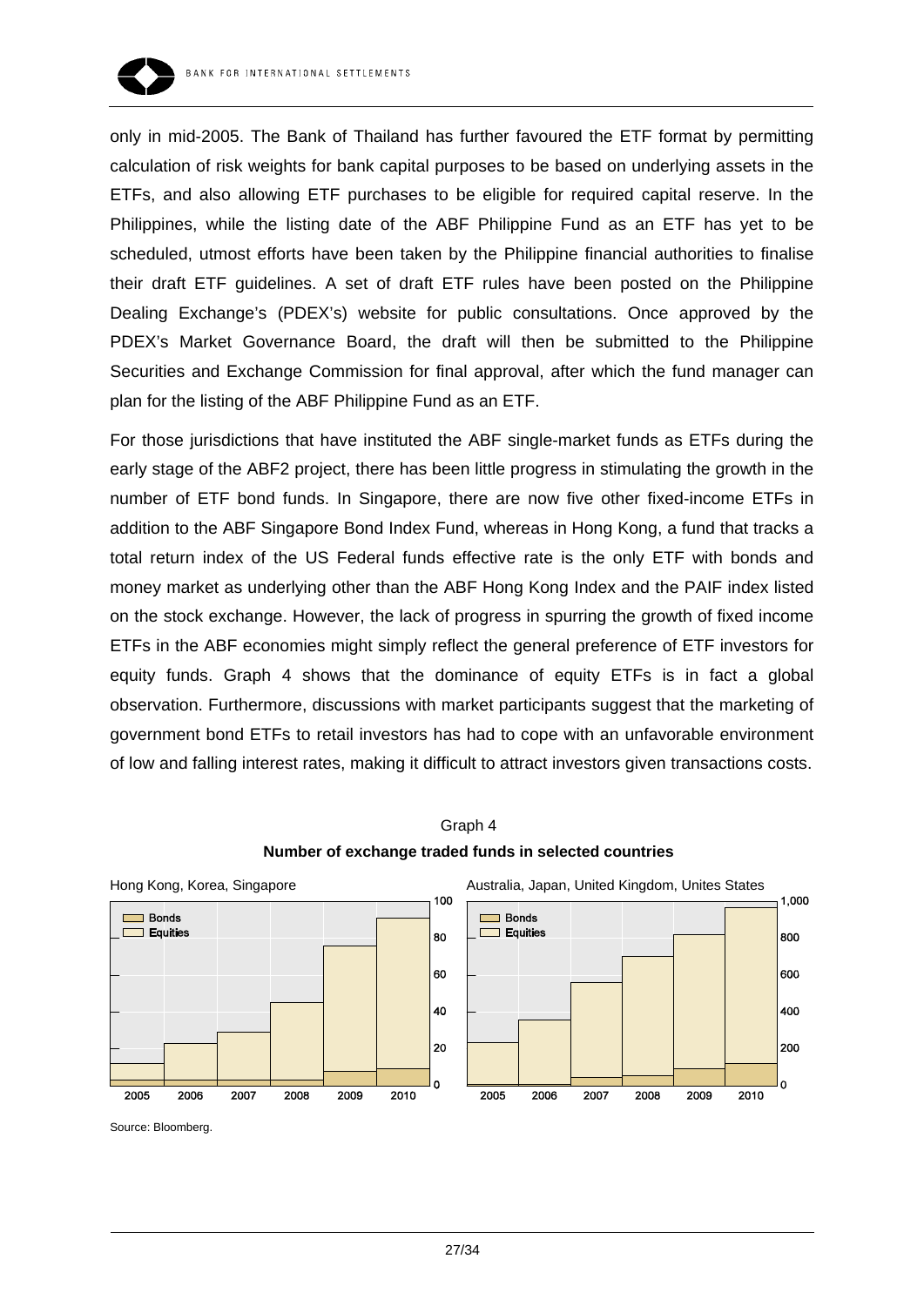only in mid-2005. The Bank of Thailand has further favoured the ETF format by permitting calculation of risk weights for bank capital purposes to be based on underlying assets in the ETFs, and also allowing ETF purchases to be eligible for required capital reserve. In the Philippines, while the listing date of the ABF Philippine Fund as an ETF has yet to be scheduled, utmost efforts have been taken by the Philippine financial authorities to finalise their draft ETF guidelines. A set of draft ETF rules have been posted on the Philippine Dealing Exchange's (PDEX's) website for public consultations. Once approved by the PDEX's Market Governance Board, the draft will then be submitted to the Philippine Securities and Exchange Commission for final approval, after which the fund manager can plan for the listing of the ABF Philippine Fund as an ETF.

For those jurisdictions that have instituted the ABF single-market funds as ETFs during the early stage of the ABF2 project, there has been little progress in stimulating the growth in the number of ETF bond funds. In Singapore, there are now five other fixed-income ETFs in addition to the ABF Singapore Bond Index Fund, whereas in Hong Kong, a fund that tracks a total return index of the US Federal funds effective rate is the only ETF with bonds and money market as underlying other than the ABF Hong Kong Index and the PAIF index listed on the stock exchange. However, the lack of progress in spurring the growth of fixed income ETFs in the ABF economies might simply reflect the general preference of ETF investors for equity funds. Graph 4 shows that the dominance of equity ETFs is in fact a global observation. Furthermore, discussions with market participants suggest that the marketing of government bond ETFs to retail investors has had to cope with an unfavorable environment of low and falling interest rates, making it difficult to attract investors given transactions costs.

Graph 4

**Number of exchange traded funds in selected countries**

Hong Kong, Korea, Singapore

Australia, Japan, United Kingdom, Unites States

Source: Bloomberg.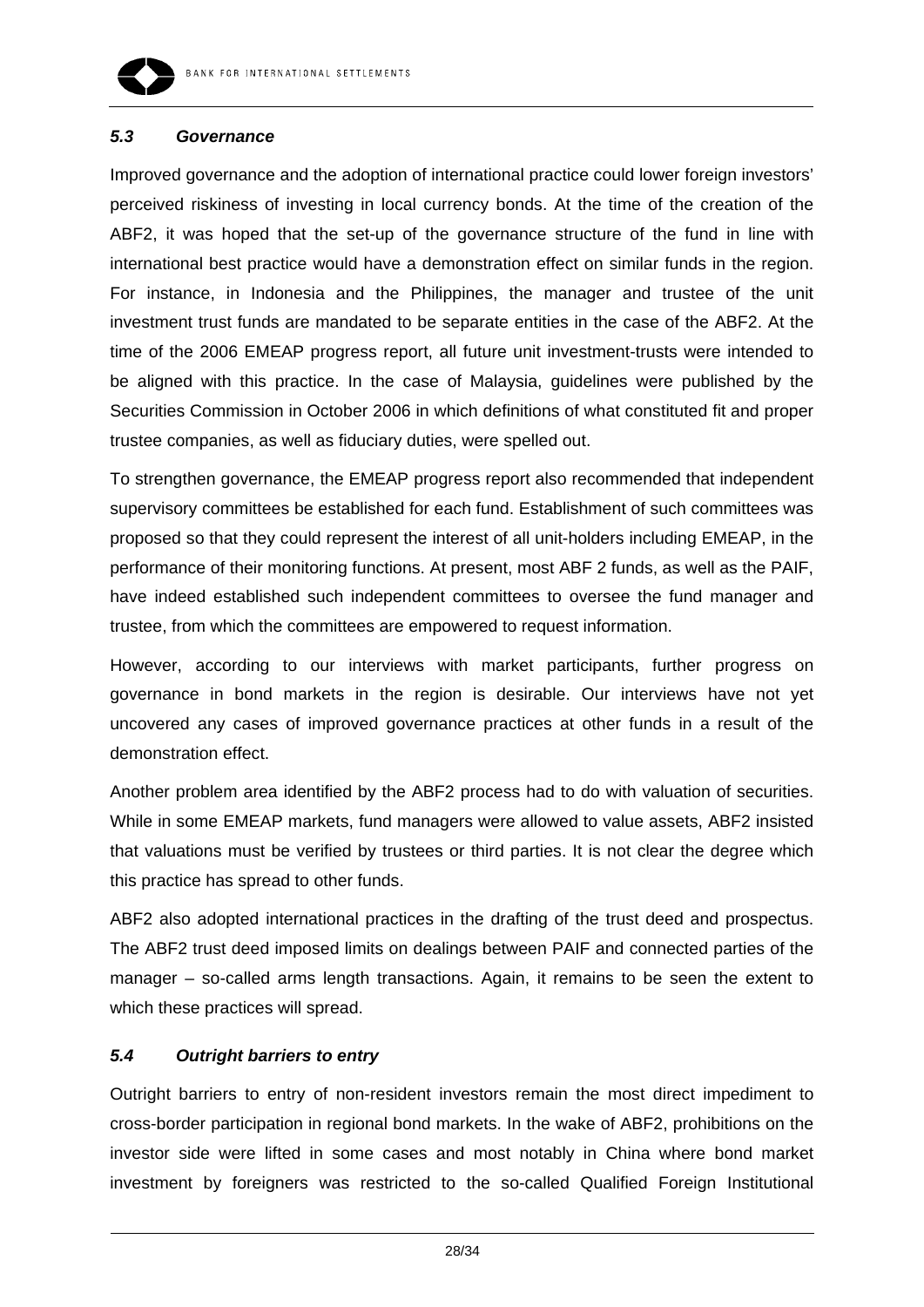### *5.3 Governance*

Improved governance and the adoption of international practice could lower foreign investors' perceived riskiness of investing in local currency bonds. At the time of the creation of the ABF2, it was hoped that the set-up of the governance structure of the fund in line with international best practice would have a demonstration effect on similar funds in the region. For instance, in Indonesia and the Philippines, the manager and trustee of the unit investment trust funds are mandated to be separate entities in the case of the ABF2. At the time of the 2006 EMEAP progress report, all future unit investment-trusts were intended to be aligned with this practice. In the case of Malaysia, guidelines were published by the Securities Commission in October 2006 in which definitions of what constituted fit and proper trustee companies, as well as fiduciary duties, were spelled out.

To strengthen governance, the EMEAP progress report also recommended that independent supervisory committees be established for each fund. Establishment of such committees was proposed so that they could represent the interest of all unit-holders including EMEAP, in the performance of their monitoring functions. At present, most ABF 2 funds, as well as the PAIF, have indeed established such independent committees to oversee the fund manager and trustee, from which the committees are empowered to request information.

However, according to our interviews with market participants, further progress on governance in bond markets in the region is desirable. Our interviews have not yet uncovered any cases of improved governance practices at other funds in a result of the demonstration effect.

Another problem area identified by the ABF2 process had to do with valuation of securities. While in some EMEAP markets, fund managers were allowed to value assets, ABF2 insisted that valuations must be verified by trustees or third parties. It is not clear the degree which this practice has spread to other funds.

ABF2 also adopted international practices in the drafting of the trust deed and prospectus. The ABF2 trust deed imposed limits on dealings between PAIF and connected parties of the manager – so-called arms length transactions. Again, it remains to be seen the extent to which these practices will spread.

### *5.4 Outright barriers to entry*

Outright barriers to entry of non-resident investors remain the most direct impediment to cross-border participation in regional bond markets. In the wake of ABF2, prohibitions on the investor side were lifted in some cases and most notably in China where bond market investment by foreigners was restricted to the so-called Qualified Foreign Institutional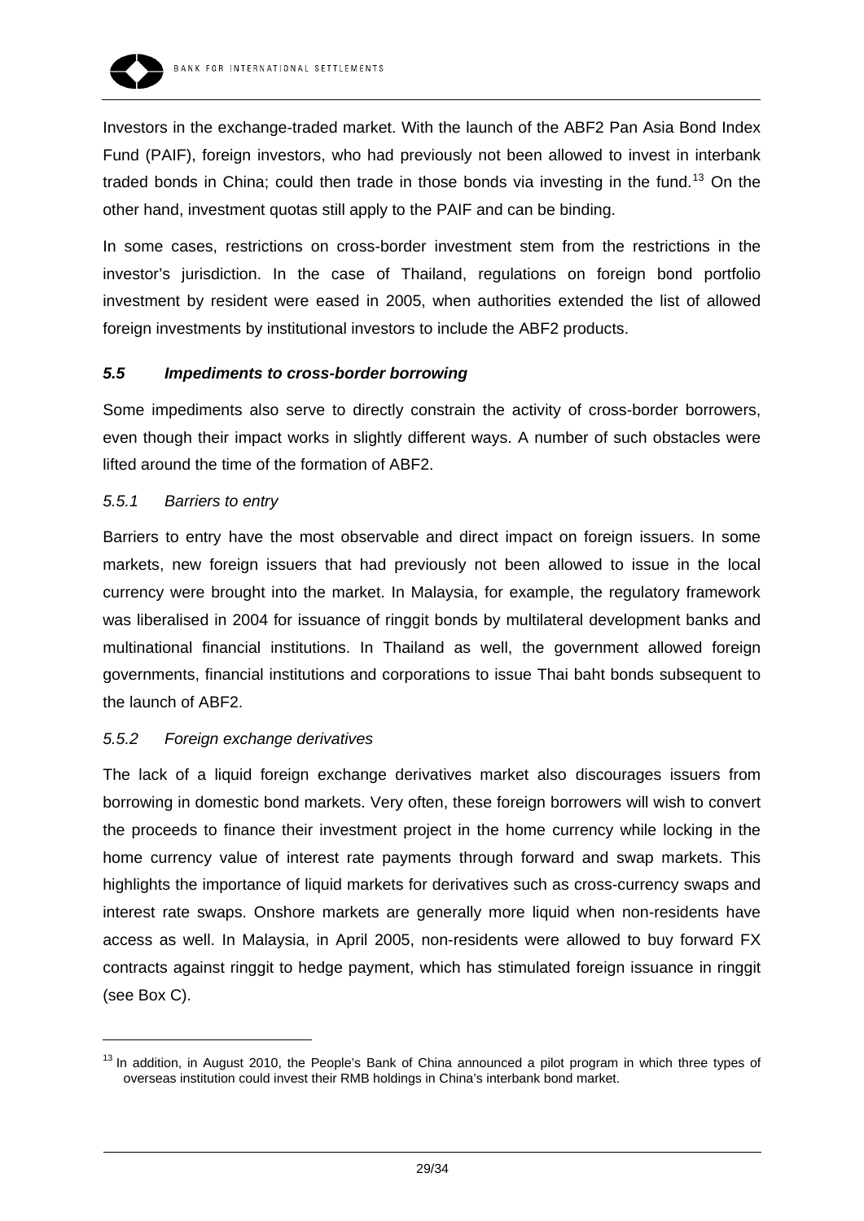Investors in the exchange-traded market. With the launch of the ABF2 Pan Asia Bond Index Fund (PAIF), foreign investors, who had previously not been allowed to invest in interbank traded bonds in China; could then trade in those bonds via investing in the fund.[13] On the other hand, investment quotas still apply to the PAIF and can be binding.

In some cases, restrictions on cross-border investment stem from the restrictions in the investor's jurisdiction. In the case of Thailand, regulations on foreign bond portfolio investment by resident were eased in 2005, when authorities extended the list of allowed foreign investments by institutional investors to include the ABF2 products.

### *5.5 Impediments to cross-border borrowing*

Some impediments also serve to directly constrain the activity of cross-border borrowers, even though their impact works in slightly different ways. A number of such obstacles were lifted around the time of the formation of ABF2.

#### *5.5.1 Barriers to entry*

Barriers to entry have the most observable and direct impact on foreign issuers. In some markets, new foreign issuers that had previously not been allowed to issue in the local currency were brought into the market. In Malaysia, for example, the regulatory framework was liberalised in 2004 for issuance of ringgit bonds by multilateral development banks and multinational financial institutions. In Thailand as well, the government allowed foreign governments, financial institutions and corporations to issue Thai baht bonds subsequent to the launch of ABF2.

#### *5.5.2 Foreign exchange derivatives*

The lack of a liquid foreign exchange derivatives market also discourages issuers from borrowing in domestic bond markets. Very often, these foreign borrowers will wish to convert the proceeds to finance their investment project in the home currency while locking in the home currency value of interest rate payments through forward and swap markets. This highlights the importance of liquid markets for derivatives such as cross-currency swaps and interest rate swaps. Onshore markets are generally more liquid when non-residents have access as well. In Malaysia, in April 2005, non-residents were allowed to buy forward FX contracts against ringgit to hedge payment, which has stimulated foreign issuance in ringgit (see Box C).

---

[13] In addition, in August 2010, the People's Bank of China announced a pilot program in which three types of overseas institution could invest their RMB holdings in China's interbank bond market.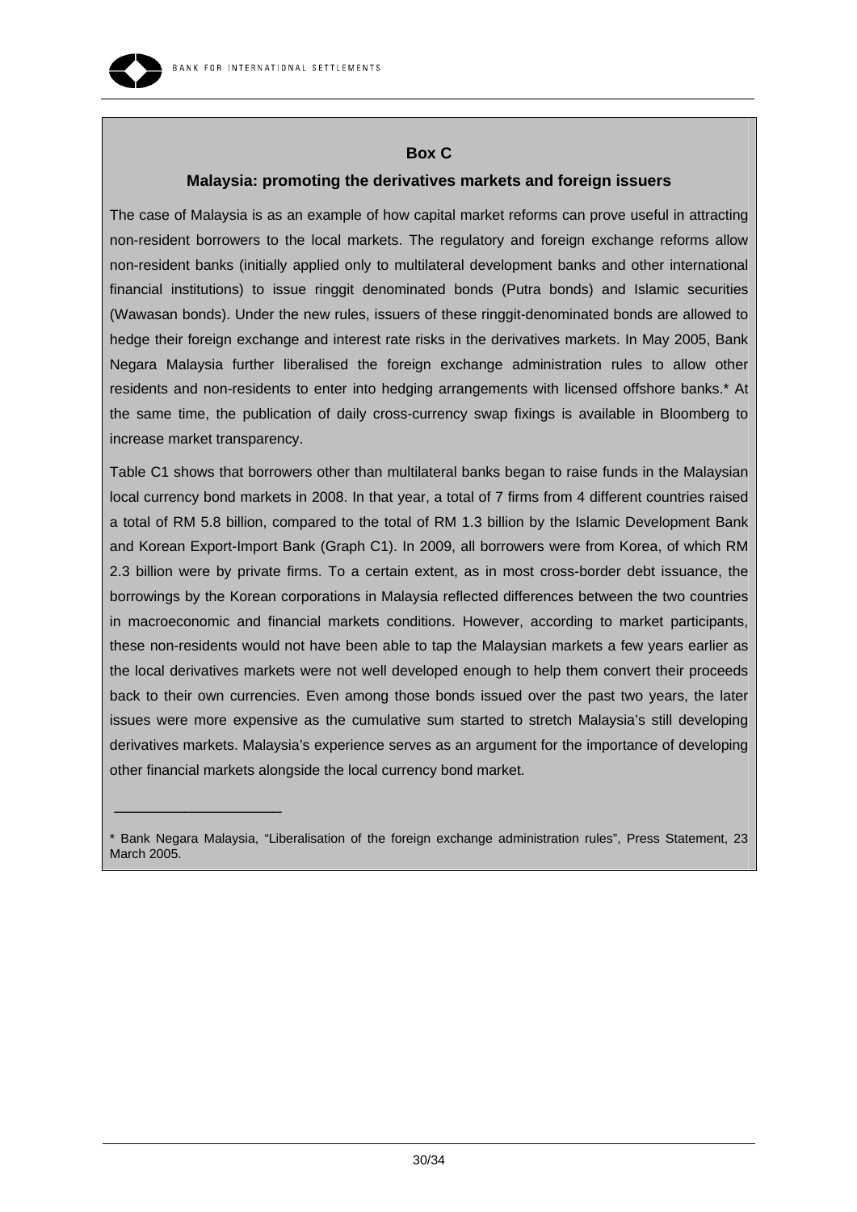## Box C

### Malaysia: promoting the derivatives markets and foreign issuers

The case of Malaysia is as an example of how capital market reforms can prove useful in attracting non-resident borrowers to the local markets. The regulatory and foreign exchange reforms allow non-resident banks (initially applied only to multilateral development banks and other international financial institutions) to issue ringgit denominated bonds (Putra bonds) and Islamic securities (Wawasan bonds). Under the new rules, issuers of these ringgit-denominated bonds are allowed to hedge their foreign exchange and interest rate risks in the derivatives markets. In May 2005, Bank Negara Malaysia further liberalised the foreign exchange administration rules to allow other residents and non-residents to enter into hedging arrangements with licensed offshore banks.* At the same time, the publication of daily cross-currency swap fixings is available in Bloomberg to increase market transparency.

Table C1 shows that borrowers other than multilateral banks began to raise funds in the Malaysian local currency bond markets in 2008. In that year, a total of 7 firms from 4 different countries raised a total of RM 5.8 billion, compared to the total of RM 1.3 billion by the Islamic Development Bank and Korean Export-Import Bank (Graph C1). In 2009, all borrowers were from Korea, of which RM 2.3 billion were by private firms. To a certain extent, as in most cross-border debt issuance, the borrowings by the Korean corporations in Malaysia reflected differences between the two countries in macroeconomic and financial markets conditions. However, according to market participants, these non-residents would not have been able to tap the Malaysian markets a few years earlier as the local derivatives markets were not well developed enough to help them convert their proceeds back to their own currencies. Even among those bonds issued over the past two years, the later issues were more expensive as the cumulative sum started to stretch Malaysia's still developing derivatives markets. Malaysia's experience serves as an argument for the importance of developing other financial markets alongside the local currency bond market.

---

\* Bank Negara Malaysia, "Liberalisation of the foreign exchange administration rules", Press Statement, 23 March 2005.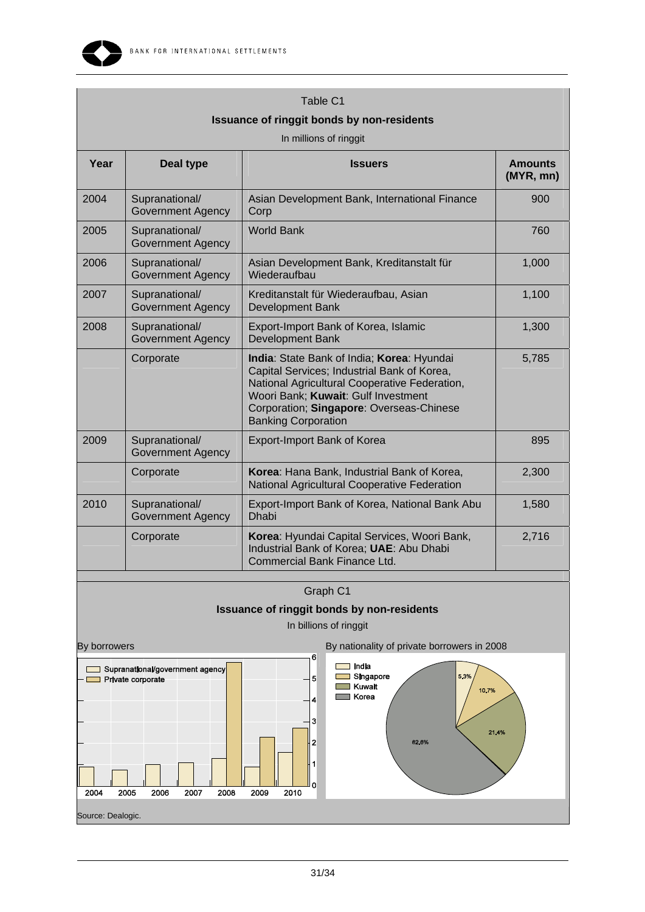Table C1

**Issuance of ringgit bonds by non-residents**

In millions of ringgit

| Year | Deal type | Issuers | Amounts (MYR, mn) |
|---|---|---|---|
| 2004 | Supranational/ Government Agency | Asian Development Bank, International Finance Corp | 900 |
| 2005 | Supranational/ Government Agency | World Bank | 760 |
| 2006 | Supranational/ Government Agency | Asian Development Bank, Kreditanstalt für Wiederaufbau | 1,000 |
| 2007 | Supranational/ Government Agency | Kreditanstalt für Wiederaufbau, Asian Development Bank | 1,100 |
| 2008 | Supranational/ Government Agency | Export-Import Bank of Korea, Islamic Development Bank | 1,300 |
| | Corporate | **India**: State Bank of India; **Korea**: Hyundai Capital Services; Industrial Bank of Korea, National Agricultural Cooperative Federation, Woori Bank; **Kuwait**: Gulf Investment Corporation; **Singapore**: Overseas-Chinese Banking Corporation | 5,785 |
| 2009 | Supranational/ Government Agency | Export-Import Bank of Korea | 895 |
| | Corporate | **Korea**: Hana Bank, Industrial Bank of Korea, National Agricultural Cooperative Federation | 2,300 |
| 2010 | Supranational/ Government Agency | Export-Import Bank of Korea, National Bank Abu Dhabi | 1,580 |
| | Corporate | **Korea**: Hyundai Capital Services, Woori Bank, Industrial Bank of Korea; **UAE**: Abu Dhabi Commercial Bank Finance Ltd. | 2,716 |

Graph C1

**Issuance of ringgit bonds by non-residents**

In billions of ringgit

By borrowers

By nationality of private borrowers in 2008

Source: Dealogic.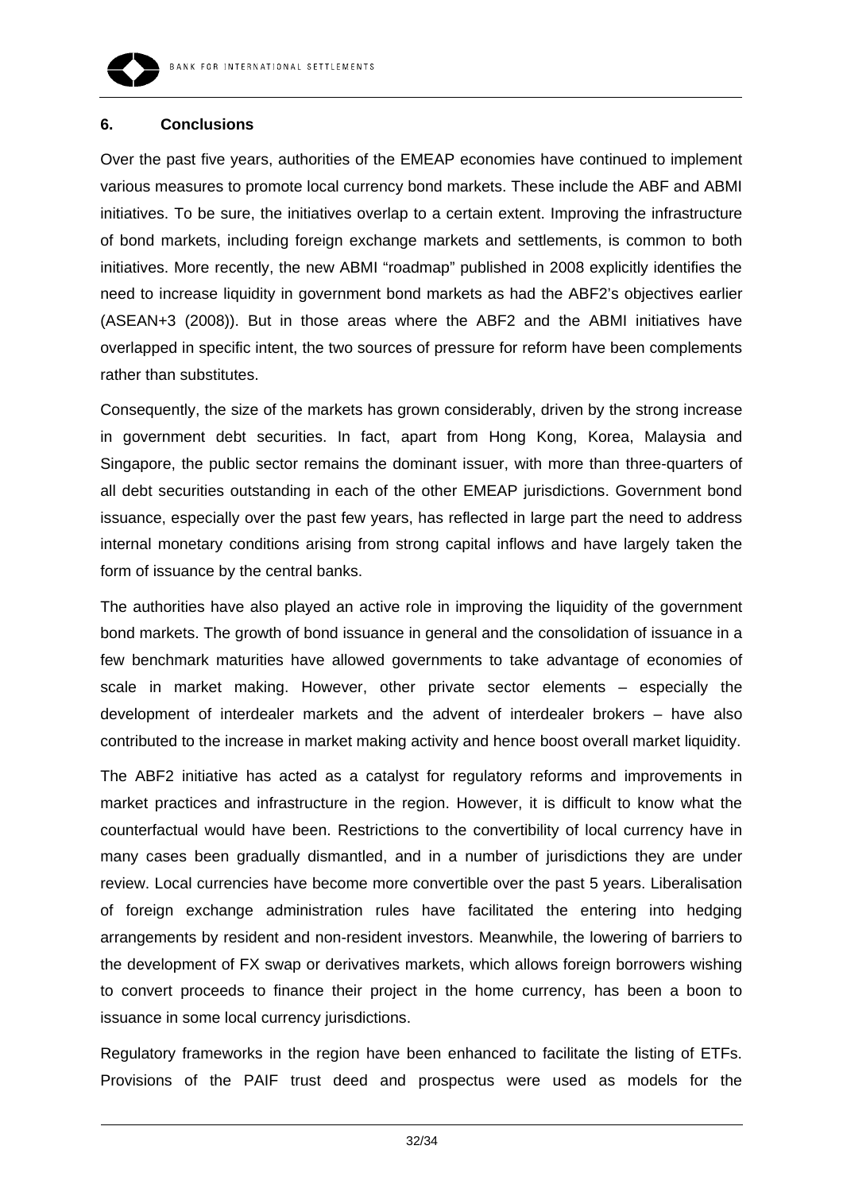## 6. Conclusions

Over the past five years, authorities of the EMEAP economies have continued to implement various measures to promote local currency bond markets. These include the ABF and ABMI initiatives. To be sure, the initiatives overlap to a certain extent. Improving the infrastructure of bond markets, including foreign exchange markets and settlements, is common to both initiatives. More recently, the new ABMI "roadmap" published in 2008 explicitly identifies the need to increase liquidity in government bond markets as had the ABF2's objectives earlier (ASEAN+3 (2008)). But in those areas where the ABF2 and the ABMI initiatives have overlapped in specific intent, the two sources of pressure for reform have been complements rather than substitutes.

Consequently, the size of the markets has grown considerably, driven by the strong increase in government debt securities. In fact, apart from Hong Kong, Korea, Malaysia and Singapore, the public sector remains the dominant issuer, with more than three-quarters of all debt securities outstanding in each of the other EMEAP jurisdictions. Government bond issuance, especially over the past few years, has reflected in large part the need to address internal monetary conditions arising from strong capital inflows and have largely taken the form of issuance by the central banks.

The authorities have also played an active role in improving the liquidity of the government bond markets. The growth of bond issuance in general and the consolidation of issuance in a few benchmark maturities have allowed governments to take advantage of economies of scale in market making. However, other private sector elements – especially the development of interdealer markets and the advent of interdealer brokers – have also contributed to the increase in market making activity and hence boost overall market liquidity.

The ABF2 initiative has acted as a catalyst for regulatory reforms and improvements in market practices and infrastructure in the region. However, it is difficult to know what the counterfactual would have been. Restrictions to the convertibility of local currency have in many cases been gradually dismantled, and in a number of jurisdictions they are under review. Local currencies have become more convertible over the past 5 years. Liberalisation of foreign exchange administration rules have facilitated the entering into hedging arrangements by resident and non-resident investors. Meanwhile, the lowering of barriers to the development of FX swap or derivatives markets, which allows foreign borrowers wishing to convert proceeds to finance their project in the home currency, has been a boon to issuance in some local currency jurisdictions.

Regulatory frameworks in the region have been enhanced to facilitate the listing of ETFs. Provisions of the PAIF trust deed and prospectus were used as models for the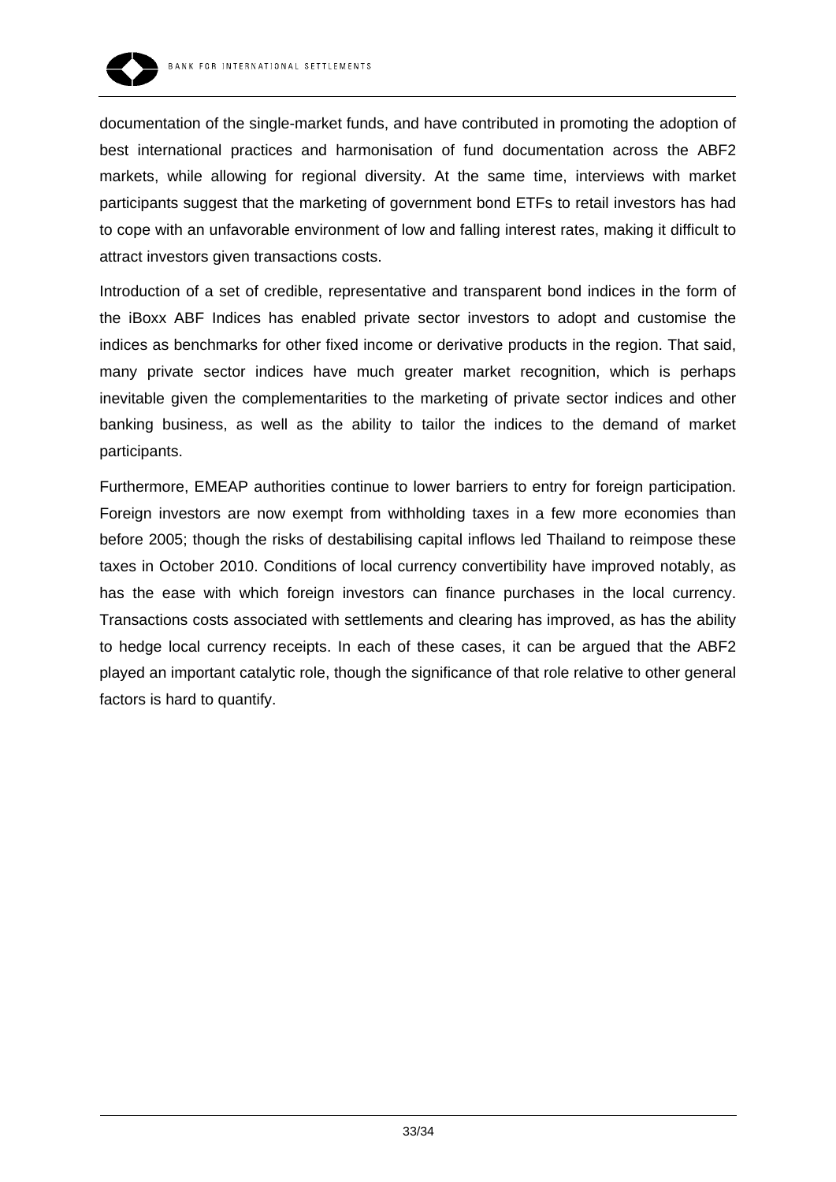documentation of the single-market funds, and have contributed in promoting the adoption of best international practices and harmonisation of fund documentation across the ABF2 markets, while allowing for regional diversity. At the same time, interviews with market participants suggest that the marketing of government bond ETFs to retail investors has had to cope with an unfavorable environment of low and falling interest rates, making it difficult to attract investors given transactions costs.

Introduction of a set of credible, representative and transparent bond indices in the form of the iBoxx ABF Indices has enabled private sector investors to adopt and customise the indices as benchmarks for other fixed income or derivative products in the region. That said, many private sector indices have much greater market recognition, which is perhaps inevitable given the complementarities to the marketing of private sector indices and other banking business, as well as the ability to tailor the indices to the demand of market participants.

Furthermore, EMEAP authorities continue to lower barriers to entry for foreign participation. Foreign investors are now exempt from withholding taxes in a few more economies than before 2005; though the risks of destabilising capital inflows led Thailand to reimpose these taxes in October 2010. Conditions of local currency convertibility have improved notably, as has the ease with which foreign investors can finance purchases in the local currency. Transactions costs associated with settlements and clearing has improved, as has the ability to hedge local currency receipts. In each of these cases, it can be argued that the ABF2 played an important catalytic role, though the significance of that role relative to other general factors is hard to quantify.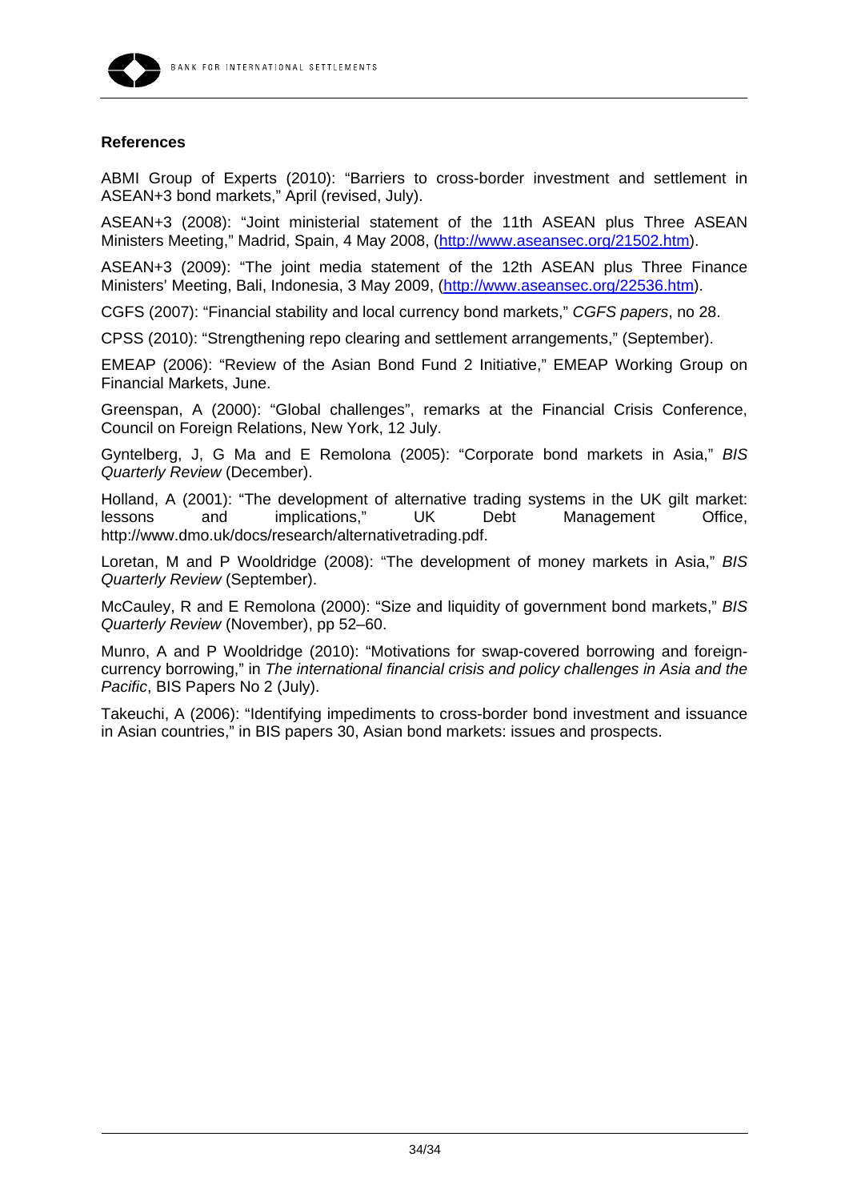## References

ABMI Group of Experts (2010): "Barriers to cross-border investment and settlement in ASEAN+3 bond markets," April (revised, July).

ASEAN+3 (2008): "Joint ministerial statement of the 11th ASEAN plus Three ASEAN Ministers Meeting," Madrid, Spain, 4 May 2008, (http://www.aseansec.org/21502.htm).

ASEAN+3 (2009): "The joint media statement of the 12th ASEAN plus Three Finance Ministers' Meeting, Bali, Indonesia, 3 May 2009, (http://www.aseansec.org/22536.htm).

CGFS (2007): "Financial stability and local currency bond markets," *CGFS papers*, no 28.

CPSS (2010): "Strengthening repo clearing and settlement arrangements," (September).

EMEAP (2006): "Review of the Asian Bond Fund 2 Initiative," EMEAP Working Group on Financial Markets, June.

Greenspan, A (2000): "Global challenges", remarks at the Financial Crisis Conference, Council on Foreign Relations, New York, 12 July.

Gyntelberg, J, G Ma and E Remolona (2005): "Corporate bond markets in Asia," *BIS Quarterly Review* (December).

Holland, A (2001): "The development of alternative trading systems in the UK gilt market: lessons and implications," UK Debt Management Office, http://www.dmo.uk/docs/research/alternativetrading.pdf.

Loretan, M and P Wooldridge (2008): "The development of money markets in Asia," *BIS Quarterly Review* (September).

McCauley, R and E Remolona (2000): "Size and liquidity of government bond markets," *BIS Quarterly Review* (November), pp 52–60.

Munro, A and P Wooldridge (2010): "Motivations for swap-covered borrowing and foreign-currency borrowing," in *The international financial crisis and policy challenges in Asia and the Pacific*, BIS Papers No 2 (July).

Takeuchi, A (2006): "Identifying impediments to cross-border bond investment and issuance in Asian countries," in BIS papers 30, Asian bond markets: issues and prospects.